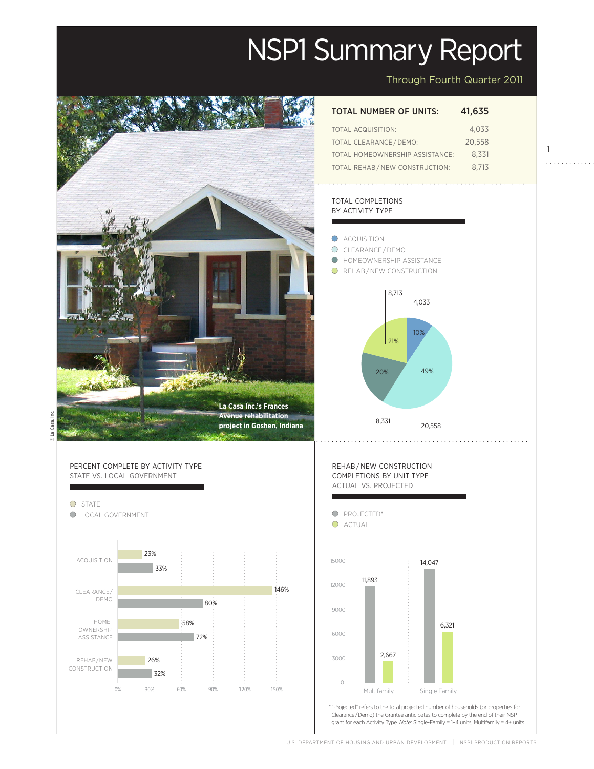# NSP1 Summary Report

Through Fourth Quarter 2011

| TOTAL NUMBER OF UNITS: | 41,635 |
|---|---|
| TOTAL ACQUISITION: | 4,033 |
| TOTAL CLEARANCE / DEMO: | 20,558 |
| TOTAL HOMEOWNERSHIP ASSISTANCE: | 8,331 |
| TOTAL REHAB / NEW CONSTRUCTION: | 8,713 |

La Casa Inc.'s Frances Avenue rehabilitation project in Goshen, Indiana

© La Casa, Inc.

## TOTAL COMPLETIONS BY ACTIVITY TYPE

| Activity Type | Units | Percent |
|---|---|---|
| ACQUISITION | 4,033 | 10% |
| CLEARANCE / DEMO | 20,558 | 49% |
| HOMEOWNERSHIP ASSISTANCE | 8,331 | 20% |
| REHAB / NEW CONSTRUCTION | 8,713 | 21% |

## PERCENT COMPLETE BY ACTIVITY TYPE STATE VS. LOCAL GOVERNMENT

| Activity Type | State | Local Government |
|---|---|---|
| ACQUISITION | 23% | 33% |
| CLEARANCE/ DEMO | 146% | 80% |
| HOME-OWNERSHIP ASSISTANCE | 58% | 72% |
| REHAB/NEW CONSTRUCTION | 26% | 32% |

## REHAB / NEW CONSTRUCTION COMPLETIONS BY UNIT TYPE ACTUAL VS. PROJECTED

| Unit Type | Projected* | Actual |
|---|---|---|
| Multifamily | 11,893 | 2,667 |
| Single Family | 14,047 | 6,321 |

*"Projected" refers to the total projected number of households (or properties for Clearance / Demo) the Grantee anticipates to complete by the end of their NSP grant for each Activity Type. *Note:* Single-Family = 1–4 units; Multifamily = 4+ units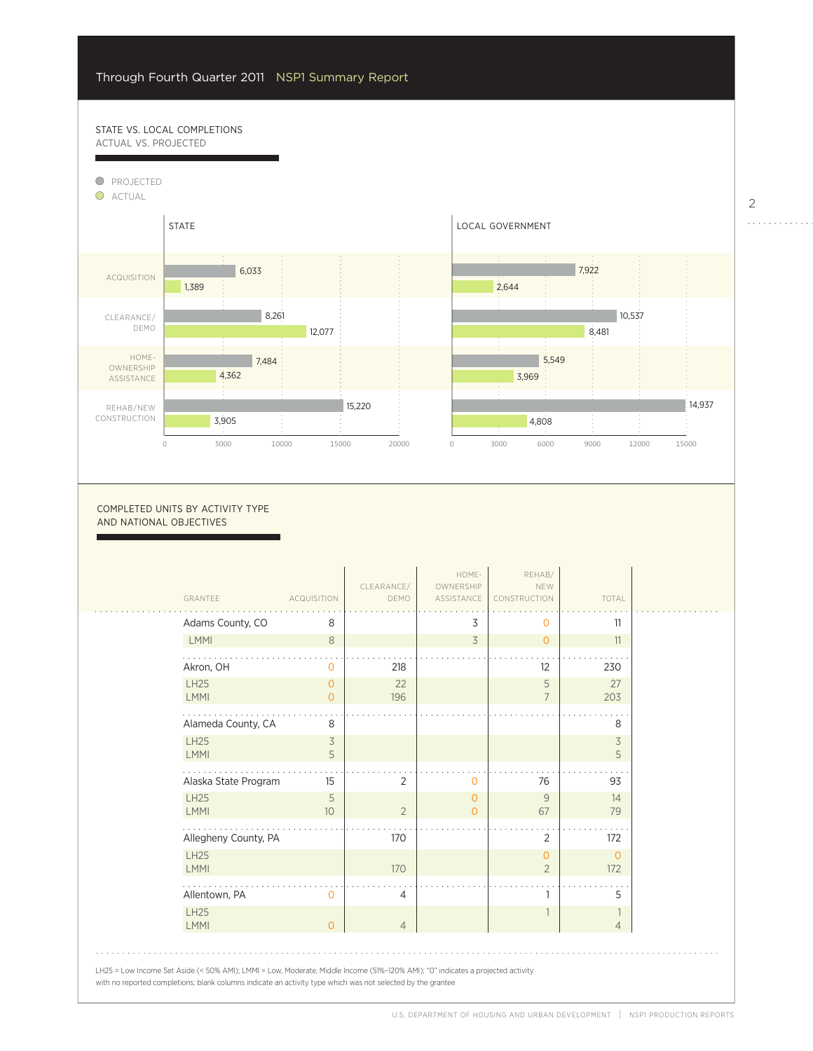## STATE VS. LOCAL COMPLETIONS
### ACTUAL VS. PROJECTED

| | State Projected | State Actual | Local Government Projected | Local Government Actual |
|---|---|---|---|---|
| Acquisition | 6,033 | 1,389 | 7,922 | 2,644 |
| Clearance/Demo | 8,261 | 12,077 | 10,537 | 8,481 |
| Homeownership Assistance | 7,484 | 4,362 | 5,549 | 3,969 |
| Rehab/New Construction | 15,220 | 3,905 | 14,937 | 4,808 |

## COMPLETED UNITS BY ACTIVITY TYPE AND NATIONAL OBJECTIVES

| Grantee | Acquisition | Clearance/Demo | Homeownership Assistance | Rehab/New Construction | Total |
|---|---|---|---|---|---|
| **Adams County, CO** | 8 | | 3 | 0 | 11 |
| LMMI | 8 | | 3 | 0 | 11 |
| **Akron, OH** | 0 | 218 | | 12 | 230 |
| LH25 | 0 | 22 | | 5 | 27 |
| LMMI | 0 | 196 | | 7 | 203 |
| **Alameda County, CA** | 8 | | | | 8 |
| LH25 | 3 | | | | 3 |
| LMMI | 5 | | | | 5 |
| **Alaska State Program** | 15 | 2 | 0 | 76 | 93 |
| LH25 | 5 | | 0 | 9 | 14 |
| LMMI | 10 | 2 | 0 | 67 | 79 |
| **Allegheny County, PA** | | 170 | | 2 | 172 |
| LH25 | | | | 0 | 0 |
| LMMI | | 170 | | 2 | 172 |
| **Allentown, PA** | 0 | 4 | | 1 | 5 |
| LH25 | | | | 1 | 1 |
| LMMI | 0 | 4 | | | 4 |

LH25 = Low Income Set Aside (< 50% AMI); LMMI = Low, Moderate, Middle Income (51%–120% AMI); "0" indicates a projected activity with no reported completions; blank columns indicate an activity type which was not selected by the grantee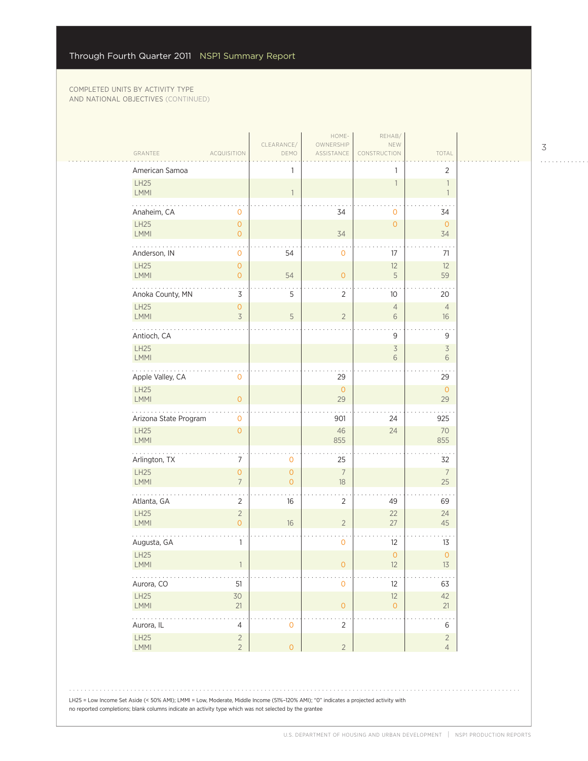COMPLETED UNITS BY ACTIVITY TYPE
AND NATIONAL OBJECTIVES (CONTINUED)

| GRANTEE | ACQUISITION | CLEARANCE/ DEMO | HOME-OWNERSHIP ASSISTANCE | REHAB/ NEW CONSTRUCTION | TOTAL |
|---|---|---|---|---|---|
| American Samoa | | 1 | | 1 | 2 |
| LH25 | | | | 1 | 1 |
| LMMI | | 1 | | | 1 |
| Anaheim, CA | 0 | | 34 | 0 | 34 |
| LH25 | 0 | | | 0 | 0 |
| LMMI | 0 | | 34 | | 34 |
| Anderson, IN | 0 | 54 | 0 | 17 | 71 |
| LH25 | 0 | | | 12 | 12 |
| LMMI | 0 | 54 | 0 | 5 | 59 |
| Anoka County, MN | 3 | 5 | 2 | 10 | 20 |
| LH25 | 0 | | | 4 | 4 |
| LMMI | 3 | 5 | 2 | 6 | 16 |
| Antioch, CA | | | | 9 | 9 |
| LH25 | | | | 3 | 3 |
| LMMI | | | | 6 | 6 |
| Apple Valley, CA | 0 | | 29 | | 29 |
| LH25 | | | 0 | | 0 |
| LMMI | 0 | | 29 | | 29 |
| Arizona State Program | 0 | | 901 | 24 | 925 |
| LH25 | 0 | | 46 | 24 | 70 |
| LMMI | | | 855 | | 855 |
| Arlington, TX | 7 | 0 | 25 | | 32 |
| LH25 | 0 | 0 | 7 | | 7 |
| LMMI | 7 | 0 | 18 | | 25 |
| Atlanta, GA | 2 | 16 | 2 | 49 | 69 |
| LH25 | 2 | | | 22 | 24 |
| LMMI | 0 | 16 | 2 | 27 | 45 |
| Augusta, GA | 1 | | 0 | 12 | 13 |
| LH25 | | | | 0 | 0 |
| LMMI | 1 | | 0 | 12 | 13 |
| Aurora, CO | 51 | | 0 | 12 | 63 |
| LH25 | 30 | | | 12 | 42 |
| LMMI | 21 | | 0 | 0 | 21 |
| Aurora, IL | 4 | 0 | 2 | | 6 |
| LH25 | 2 | | | | 2 |
| LMMI | 2 | 0 | 2 | | 4 |

LH25 = Low Income Set Aside (< 50% AMI); LMMI = Low, Moderate, Middle Income (51%–120% AMI); "0" indicates a projected activity with no reported completions; blank columns indicate an activity type which was not selected by the grantee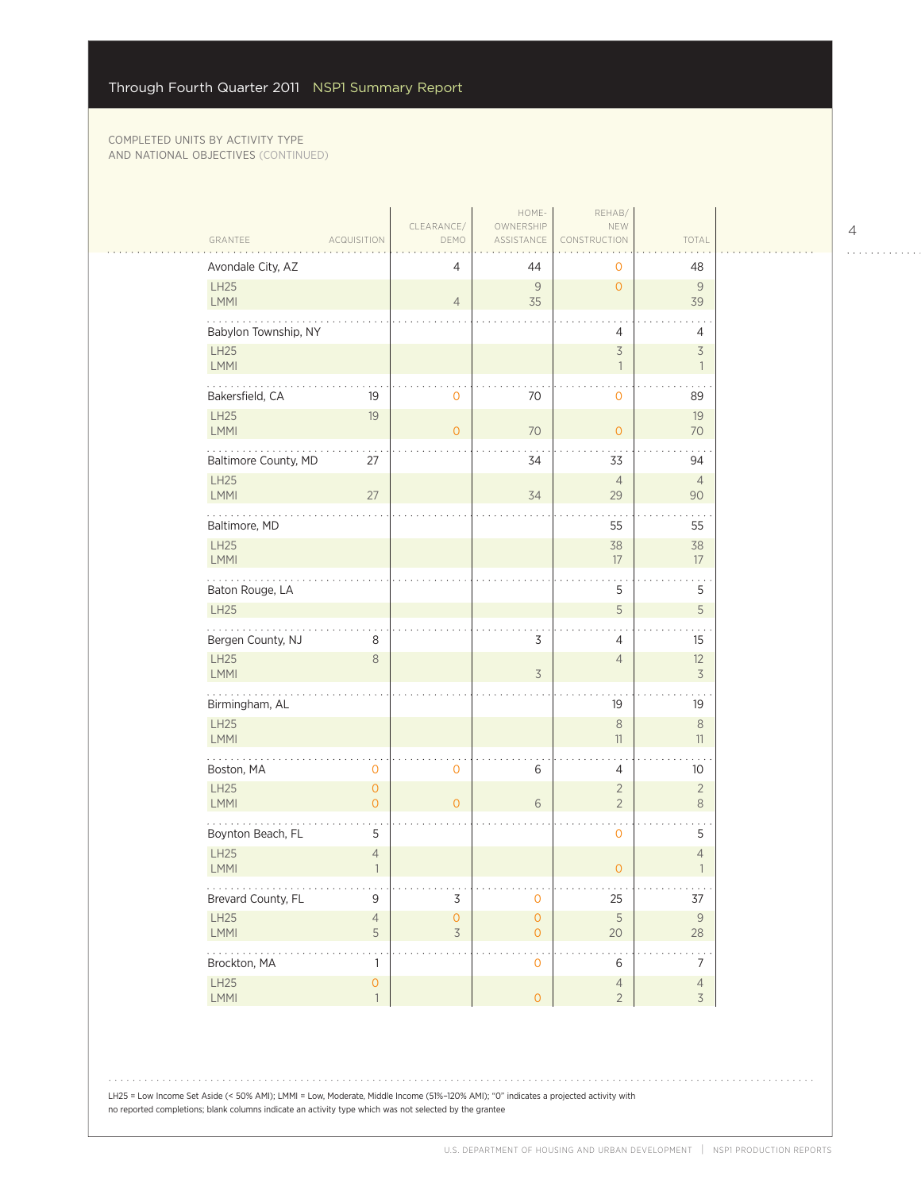## COMPLETED UNITS BY ACTIVITY TYPE AND NATIONAL OBJECTIVES (CONTINUED)

| GRANTEE | ACQUISITION | CLEARANCE/ DEMO | HOME-OWNERSHIP ASSISTANCE | REHAB/ NEW CONSTRUCTION | TOTAL |
|---|---|---|---|---|---|
| Avondale City, AZ | | 4 | 44 | 0 | 48 |
| LH25 | | | 9 | 0 | 9 |
| LMMI | | 4 | 35 | | 39 |
| Babylon Township, NY | | | | 4 | 4 |
| LH25 | | | | 3 | 3 |
| LMMI | | | | 1 | 1 |
| Bakersfield, CA | 19 | 0 | 70 | 0 | 89 |
| LH25 | 19 | | | | 19 |
| LMMI | | 0 | 70 | 0 | 70 |
| Baltimore County, MD | 27 | | 34 | 33 | 94 |
| LH25 | | | | 4 | 4 |
| LMMI | 27 | | 34 | 29 | 90 |
| Baltimore, MD | | | | 55 | 55 |
| LH25 | | | | 38 | 38 |
| LMMI | | | | 17 | 17 |
| Baton Rouge, LA | | | | 5 | 5 |
| LH25 | | | | 5 | 5 |
| Bergen County, NJ | 8 | | 3 | 4 | 15 |
| LH25 | 8 | | | 4 | 12 |
| LMMI | | | 3 | | 3 |
| Birmingham, AL | | | | 19 | 19 |
| LH25 | | | | 8 | 8 |
| LMMI | | | | 11 | 11 |
| Boston, MA | 0 | 0 | 6 | 4 | 10 |
| LH25 | 0 | | | 2 | 2 |
| LMMI | 0 | 0 | 6 | 2 | 8 |
| Boynton Beach, FL | 5 | | | 0 | 5 |
| LH25 | 4 | | | | 4 |
| LMMI | 1 | | | 0 | 1 |
| Brevard County, FL | 9 | 3 | 0 | 25 | 37 |
| LH25 | 4 | 0 | 0 | 5 | 9 |
| LMMI | 5 | 3 | 0 | 20 | 28 |
| Brockton, MA | 1 | | 0 | 6 | 7 |
| LH25 | 0 | | | 4 | 4 |
| LMMI | 1 | | 0 | 2 | 3 |

LH25 = Low Income Set Aside (< 50% AMI); LMMI = Low, Moderate, Middle Income (51%–120% AMI); "0" indicates a projected activity with no reported completions; blank columns indicate an activity type which was not selected by the grantee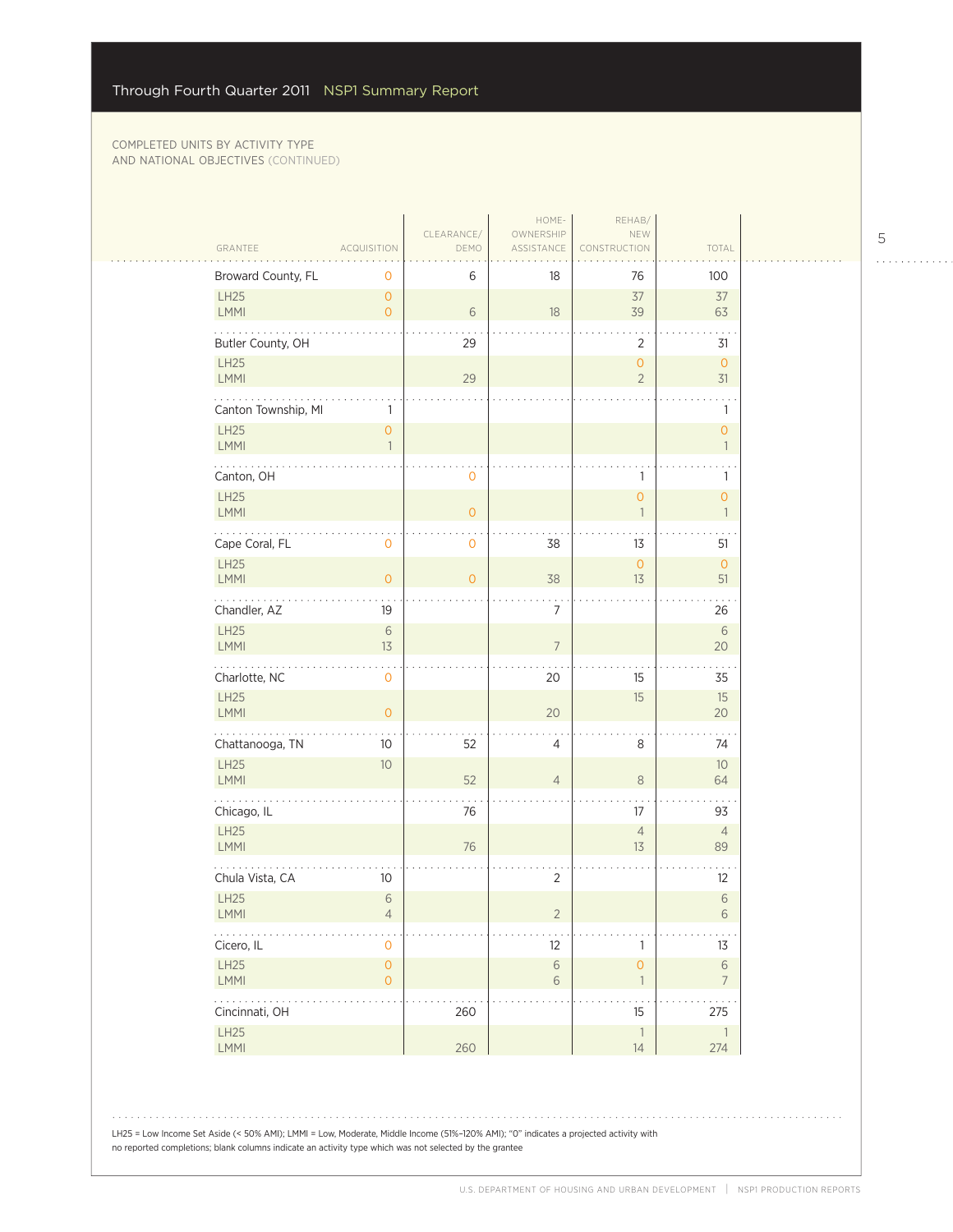COMPLETED UNITS BY ACTIVITY TYPE AND NATIONAL OBJECTIVES (CONTINUED)

| GRANTEE | ACQUISITION | CLEARANCE/ DEMO | HOME-OWNERSHIP ASSISTANCE | REHAB/ NEW CONSTRUCTION | TOTAL |
|---|---|---|---|---|---|
| Broward County, FL | 0 | 6 | 18 | 76 | 100 |
| LH25 | 0 | | | 37 | 37 |
| LMMI | 0 | 6 | 18 | 39 | 63 |
| Butler County, OH | | 29 | | 2 | 31 |
| LH25 | | | | 0 | 0 |
| LMMI | | 29 | | 2 | 31 |
| Canton Township, MI | 1 | | | | 1 |
| LH25 | 0 | | | | 0 |
| LMMI | 1 | | | | 1 |
| Canton, OH | | 0 | | 1 | 1 |
| LH25 | | | | 0 | 0 |
| LMMI | | 0 | | 1 | 1 |
| Cape Coral, FL | 0 | 0 | 38 | 13 | 51 |
| LH25 | | | | 0 | 0 |
| LMMI | 0 | 0 | 38 | 13 | 51 |
| Chandler, AZ | 19 | | 7 | | 26 |
| LH25 | 6 | | | | 6 |
| LMMI | 13 | | 7 | | 20 |
| Charlotte, NC | 0 | | 20 | 15 | 35 |
| LH25 | | | | 15 | 15 |
| LMMI | 0 | | 20 | | 20 |
| Chattanooga, TN | 10 | 52 | 4 | 8 | 74 |
| LH25 | 10 | | | | 10 |
| LMMI | | 52 | 4 | 8 | 64 |
| Chicago, IL | | 76 | | 17 | 93 |
| LH25 | | | | 4 | 4 |
| LMMI | | 76 | | 13 | 89 |
| Chula Vista, CA | 10 | | 2 | | 12 |
| LH25 | 6 | | | | 6 |
| LMMI | 4 | | 2 | | 6 |
| Cicero, IL | 0 | | 12 | 1 | 13 |
| LH25 | 0 | | 6 | 0 | 6 |
| LMMI | 0 | | 6 | 1 | 7 |
| Cincinnati, OH | | 260 | | 15 | 275 |
| LH25 | | | | 1 | 1 |
| LMMI | | 260 | | 14 | 274 |

LH25 = Low Income Set Aside (< 50% AMI); LMMI = Low, Moderate, Middle Income (51%–120% AMI); "0" indicates a projected activity with no reported completions; blank columns indicate an activity type which was not selected by the grantee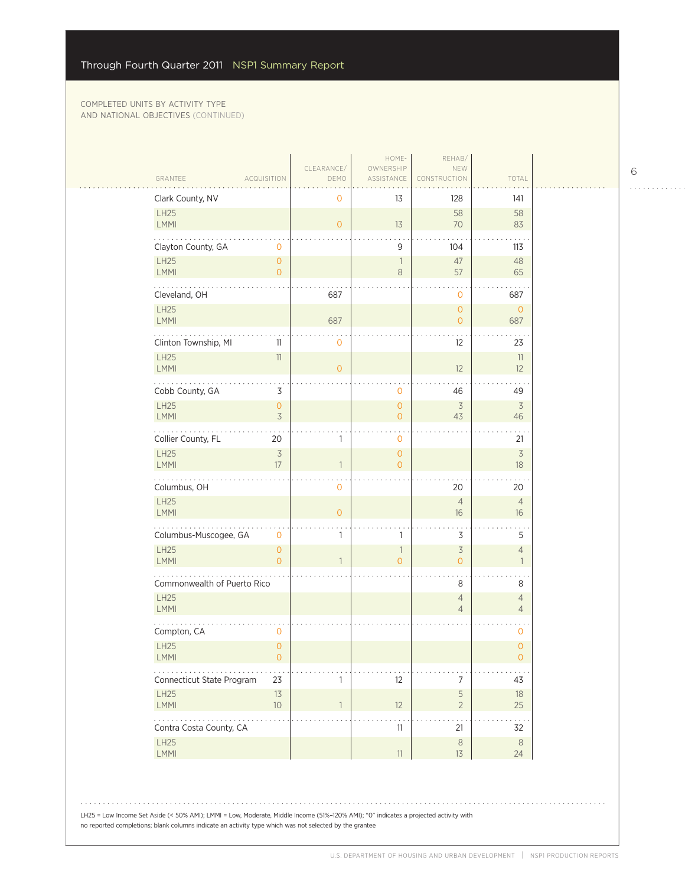COMPLETED UNITS BY ACTIVITY TYPE AND NATIONAL OBJECTIVES (CONTINUED)

| GRANTEE | ACQUISITION | CLEARANCE/ DEMO | HOME-OWNERSHIP ASSISTANCE | REHAB/ NEW CONSTRUCTION | TOTAL |
|---|---|---|---|---|---|
| Clark County, NV | | 0 | 13 | 128 | 141 |
| LH25 | | | | 58 | 58 |
| LMMI | | 0 | 13 | 70 | 83 |
| Clayton County, GA | 0 | | 9 | 104 | 113 |
| LH25 | 0 | | 1 | 47 | 48 |
| LMMI | 0 | | 8 | 57 | 65 |
| Cleveland, OH | | 687 | | 0 | 687 |
| LH25 | | | | 0 | 0 |
| LMMI | | 687 | | 0 | 687 |
| Clinton Township, MI | 11 | 0 | | 12 | 23 |
| LH25 | 11 | | | | 11 |
| LMMI | | 0 | | 12 | 12 |
| Cobb County, GA | 3 | | 0 | 46 | 49 |
| LH25 | 0 | | 0 | 3 | 3 |
| LMMI | 3 | | 0 | 43 | 46 |
| Collier County, FL | 20 | 1 | 0 | | 21 |
| LH25 | 3 | | 0 | | 3 |
| LMMI | 17 | 1 | 0 | | 18 |
| Columbus, OH | | 0 | | 20 | 20 |
| LH25 | | | | 4 | 4 |
| LMMI | | 0 | | 16 | 16 |
| Columbus-Muscogee, GA | 0 | 1 | 1 | 3 | 5 |
| LH25 | 0 | | 1 | 3 | 4 |
| LMMI | 0 | 1 | 0 | 0 | 1 |
| Commonwealth of Puerto Rico | | | | 8 | 8 |
| LH25 | | | | 4 | 4 |
| LMMI | | | | 4 | 4 |
| Compton, CA | 0 | | | | 0 |
| LH25 | 0 | | | | 0 |
| LMMI | 0 | | | | 0 |
| Connecticut State Program | 23 | 1 | 12 | 7 | 43 |
| LH25 | 13 | | | 5 | 18 |
| LMMI | 10 | 1 | 12 | 2 | 25 |
| Contra Costa County, CA | | | 11 | 21 | 32 |
| LH25 | | | | 8 | 8 |
| LMMI | | | 11 | 13 | 24 |

LH25 = Low Income Set Aside (< 50% AMI); LMMI = Low, Moderate, Middle Income (51%–120% AMI); "0" indicates a projected activity with no reported completions; blank columns indicate an activity type which was not selected by the grantee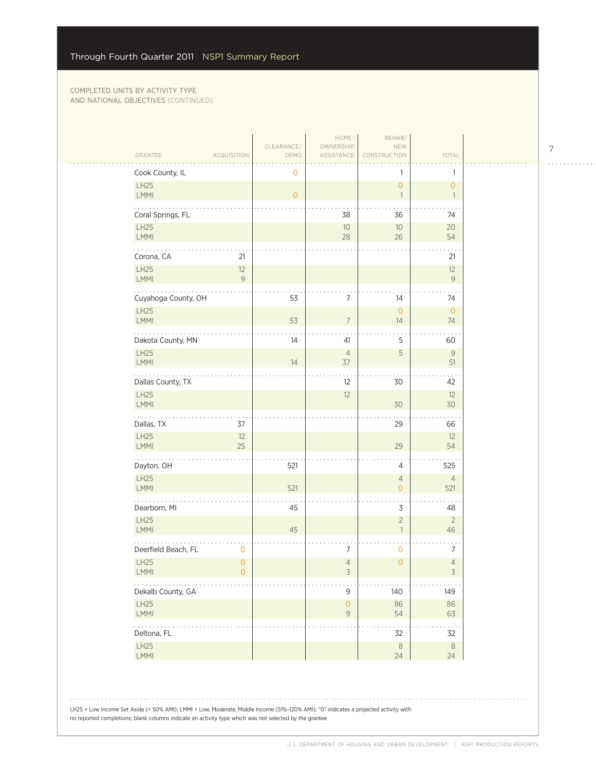COMPLETED UNITS BY ACTIVITY TYPE AND NATIONAL OBJECTIVES (CONTINUED)

| GRANTEE | ACQUISITION | CLEARANCE/ DEMO | HOME-OWNERSHIP ASSISTANCE | REHAB/ NEW CONSTRUCTION | TOTAL |
|---|---|---|---|---|---|
| Cook County, IL | | 0 | | 1 | 1 |
| LH25 | | | | 0 | 0 |
| LMMI | | 0 | | 1 | 1 |
| Coral Springs, FL | | | 38 | 36 | 74 |
| LH25 | | | 10 | 10 | 20 |
| LMMI | | | 28 | 26 | 54 |
| Corona, CA | 21 | | | | 21 |
| LH25 | 12 | | | | 12 |
| LMMI | 9 | | | | 9 |
| Cuyahoga County, OH | | 53 | 7 | 14 | 74 |
| LH25 | | | | 0 | 0 |
| LMMI | | 53 | 7 | 14 | 74 |
| Dakota County, MN | | 14 | 41 | 5 | 60 |
| LH25 | | | 4 | 5 | 9 |
| LMMI | | 14 | 37 | | 51 |
| Dallas County, TX | | | 12 | 30 | 42 |
| LH25 | | | 12 | | 12 |
| LMMI | | | | 30 | 30 |
| Dallas, TX | 37 | | | 29 | 66 |
| LH25 | 12 | | | | 12 |
| LMMI | 25 | | | 29 | 54 |
| Dayton, OH | | 521 | | 4 | 525 |
| LH25 | | | | 4 | 4 |
| LMMI | | 521 | | 0 | 521 |
| Dearborn, MI | | 45 | | 3 | 48 |
| LH25 | | | | 2 | 2 |
| LMMI | | 45 | | 1 | 46 |
| Deerfield Beach, FL | 0 | | 7 | 0 | 7 |
| LH25 | 0 | | 4 | 0 | 4 |
| LMMI | 0 | | 3 | | 3 |
| Dekalb County, GA | | | 9 | 140 | 149 |
| LH25 | | | 0 | 86 | 86 |
| LMMI | | | 9 | 54 | 63 |
| Deltona, FL | | | | 32 | 32 |
| LH25 | | | | 8 | 8 |
| LMMI | | | | 24 | 24 |

LH25 = Low Income Set Aside (< 50% AMI); LMMI = Low, Moderate, Middle Income (51%–120% AMI); "0" indicates a projected activity with no reported completions; blank columns indicate an activity type which was not selected by the grantee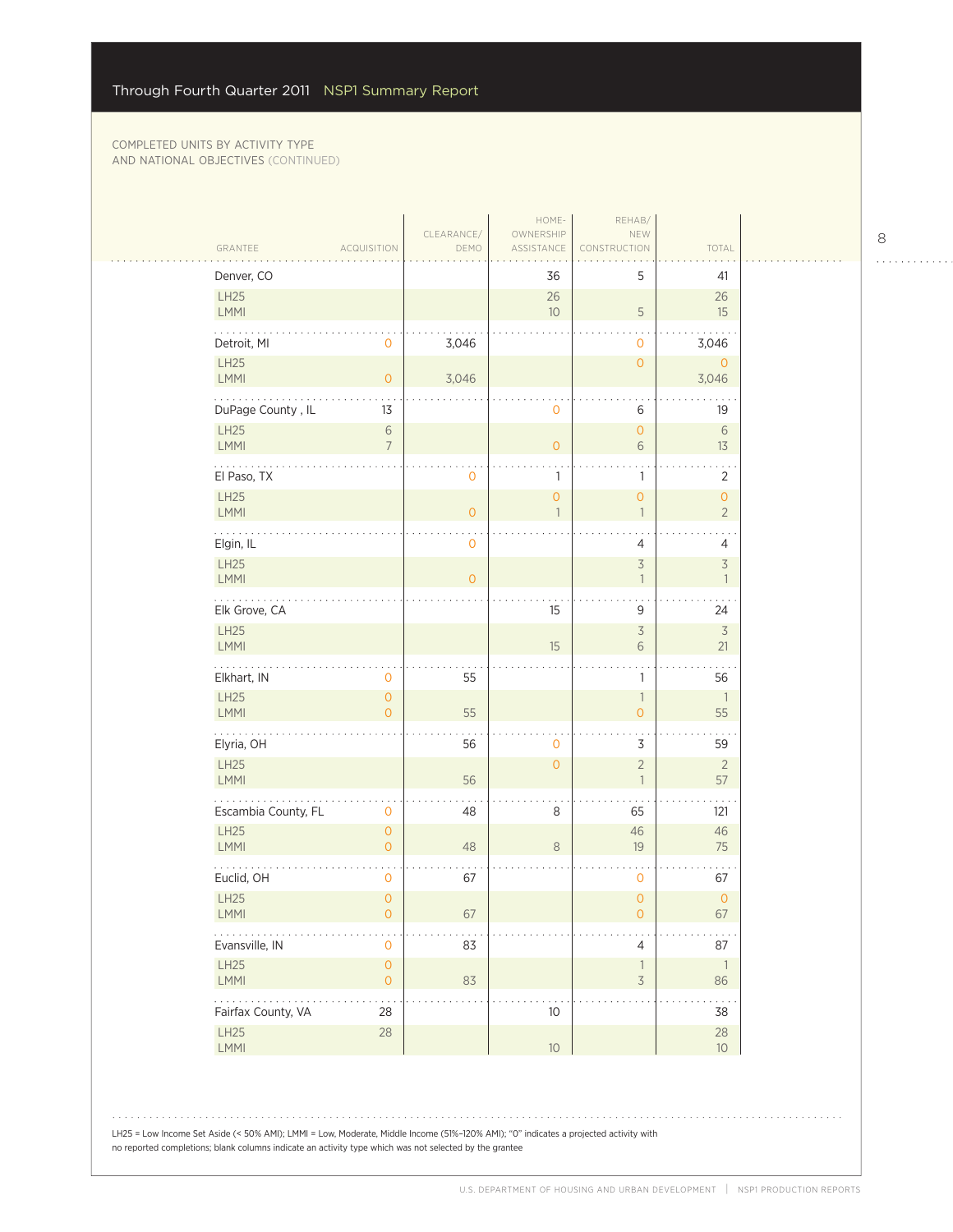COMPLETED UNITS BY ACTIVITY TYPE AND NATIONAL OBJECTIVES (CONTINUED)

| GRANTEE | ACQUISITION | CLEARANCE/ DEMO | HOME-OWNERSHIP ASSISTANCE | REHAB/ NEW CONSTRUCTION | TOTAL |
|---|---|---|---|---|---|
| Denver, CO | | | 36 | 5 | 41 |
| LH25 | | | 26 | | 26 |
| LMMI | | | 10 | 5 | 15 |
| Detroit, MI | 0 | 3,046 | | 0 | 3,046 |
| LH25 | | | | 0 | 0 |
| LMMI | 0 | 3,046 | | | 3,046 |
| DuPage County , IL | 13 | | 0 | 6 | 19 |
| LH25 | 6 | | | 0 | 6 |
| LMMI | 7 | | 0 | 6 | 13 |
| El Paso, TX | | 0 | 1 | 1 | 2 |
| LH25 | | | 0 | 0 | 0 |
| LMMI | | 0 | 1 | 1 | 2 |
| Elgin, IL | | 0 | | 4 | 4 |
| LH25 | | | | 3 | 3 |
| LMMI | | 0 | | 1 | 1 |
| Elk Grove, CA | | | 15 | 9 | 24 |
| LH25 | | | | 3 | 3 |
| LMMI | | | 15 | 6 | 21 |
| Elkhart, IN | 0 | 55 | | 1 | 56 |
| LH25 | 0 | | | 1 | 1 |
| LMMI | 0 | 55 | | 0 | 55 |
| Elyria, OH | | 56 | 0 | 3 | 59 |
| LH25 | | | 0 | 2 | 2 |
| LMMI | | 56 | | 1 | 57 |
| Escambia County, FL | 0 | 48 | 8 | 65 | 121 |
| LH25 | 0 | | | 46 | 46 |
| LMMI | 0 | 48 | 8 | 19 | 75 |
| Euclid, OH | 0 | 67 | | 0 | 67 |
| LH25 | 0 | | | 0 | 0 |
| LMMI | 0 | 67 | | 0 | 67 |
| Evansville, IN | 0 | 83 | | 4 | 87 |
| LH25 | 0 | | | 1 | 1 |
| LMMI | 0 | 83 | | 3 | 86 |
| Fairfax County, VA | 28 | | 10 | | 38 |
| LH25 | 28 | | | | 28 |
| LMMI | | | 10 | | 10 |

LH25 = Low Income Set Aside (< 50% AMI); LMMI = Low, Moderate, Middle Income (51%–120% AMI); "0" indicates a projected activity with no reported completions; blank columns indicate an activity type which was not selected by the grantee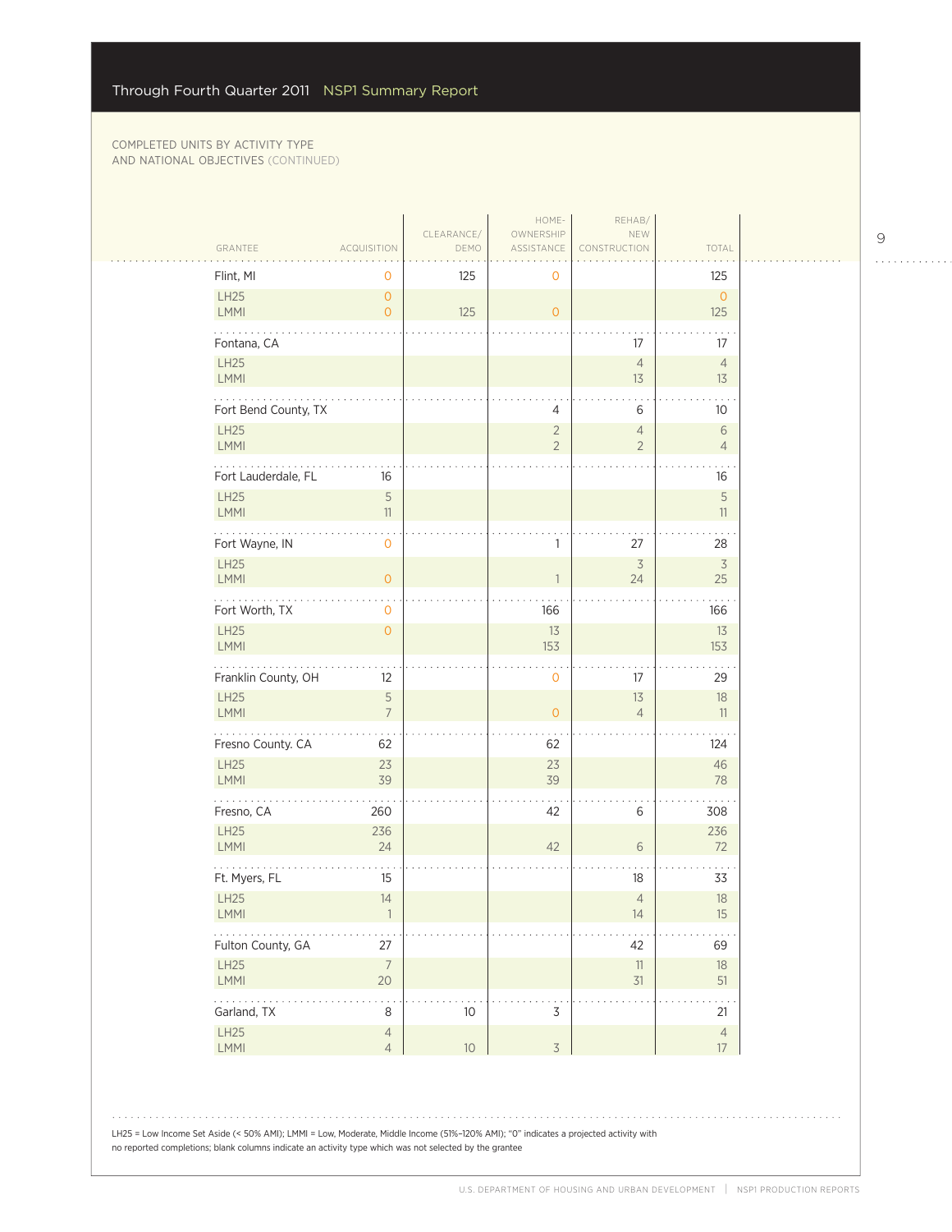COMPLETED UNITS BY ACTIVITY TYPE
AND NATIONAL OBJECTIVES (CONTINUED)

| GRANTEE | ACQUISITION | CLEARANCE/ DEMO | HOME-OWNERSHIP ASSISTANCE | REHAB/ NEW CONSTRUCTION | TOTAL |
|---|---|---|---|---|---|
| Flint, MI | 0 | 125 | 0 | | 125 |
| LH25 | 0 | | | | 0 |
| LMMI | 0 | 125 | 0 | | 125 |
| Fontana, CA | | | | 17 | 17 |
| LH25 | | | | 4 | 4 |
| LMMI | | | | 13 | 13 |
| Fort Bend County, TX | | | 4 | 6 | 10 |
| LH25 | | | 2 | 4 | 6 |
| LMMI | | | 2 | 2 | 4 |
| Fort Lauderdale, FL | 16 | | | | 16 |
| LH25 | 5 | | | | 5 |
| LMMI | 11 | | | | 11 |
| Fort Wayne, IN | 0 | | 1 | 27 | 28 |
| LH25 | | | | 3 | 3 |
| LMMI | 0 | | 1 | 24 | 25 |
| Fort Worth, TX | 0 | | 166 | | 166 |
| LH25 | 0 | | 13 | | 13 |
| LMMI | | | 153 | | 153 |
| Franklin County, OH | 12 | | 0 | 17 | 29 |
| LH25 | 5 | | | 13 | 18 |
| LMMI | 7 | | 0 | 4 | 11 |
| Fresno County. CA | 62 | | 62 | | 124 |
| LH25 | 23 | | 23 | | 46 |
| LMMI | 39 | | 39 | | 78 |
| Fresno, CA | 260 | | 42 | 6 | 308 |
| LH25 | 236 | | | | 236 |
| LMMI | 24 | | 42 | 6 | 72 |
| Ft. Myers, FL | 15 | | | 18 | 33 |
| LH25 | 14 | | | 4 | 18 |
| LMMI | 1 | | | 14 | 15 |
| Fulton County, GA | 27 | | | 42 | 69 |
| LH25 | 7 | | | 11 | 18 |
| LMMI | 20 | | | 31 | 51 |
| Garland, TX | 8 | 10 | 3 | | 21 |
| LH25 | 4 | | | | 4 |
| LMMI | 4 | 10 | 3 | | 17 |

LH25 = Low Income Set Aside (< 50% AMI); LMMI = Low, Moderate, Middle Income (51%–120% AMI); "0" indicates a projected activity with no reported completions; blank columns indicate an activity type which was not selected by the grantee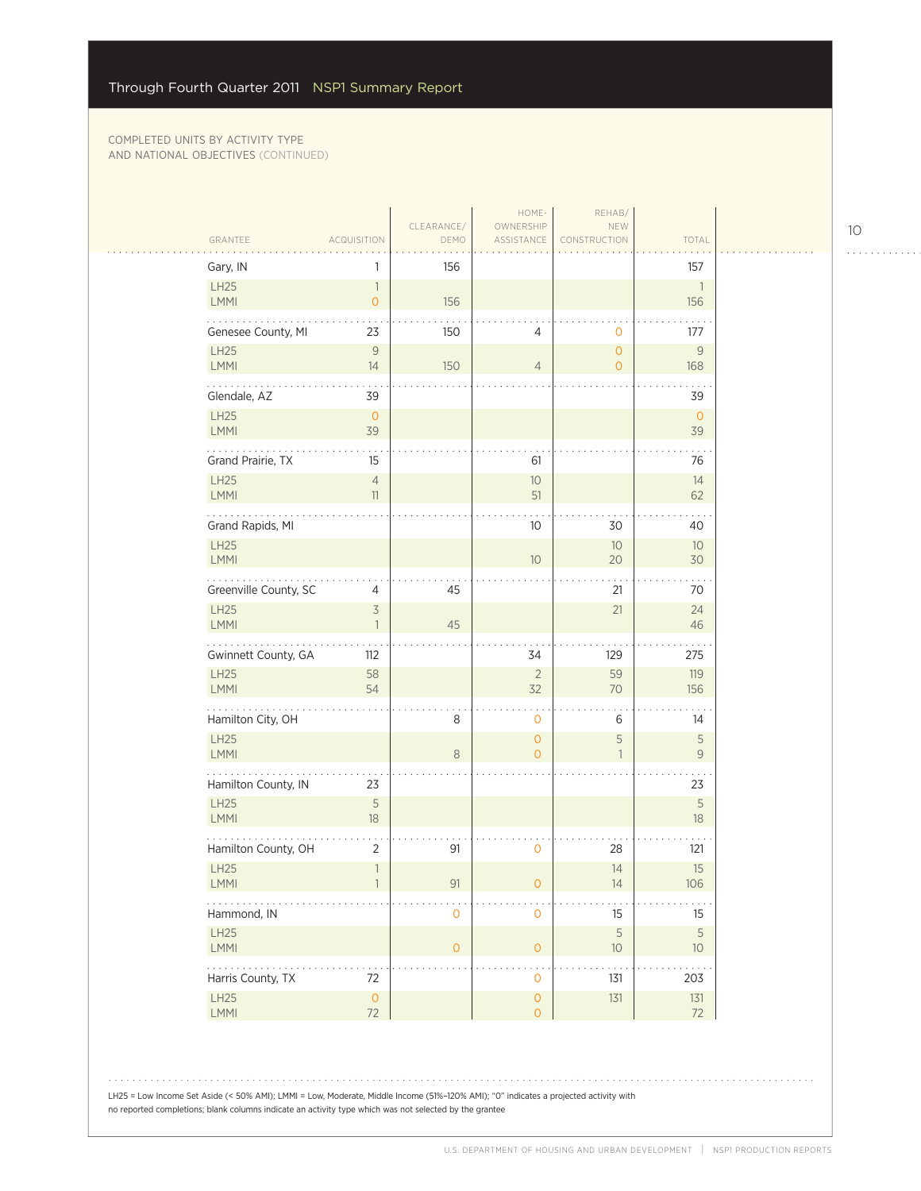COMPLETED UNITS BY ACTIVITY TYPE AND NATIONAL OBJECTIVES (CONTINUED)

| GRANTEE | ACQUISITION | CLEARANCE/ DEMO | HOME-OWNERSHIP ASSISTANCE | REHAB/ NEW CONSTRUCTION | TOTAL |
|---|---|---|---|---|---|
| Gary, IN | 1 | 156 | | | 157 |
| LH25 | 1 | | | | 1 |
| LMMI | 0 | 156 | | | 156 |
| Genesee County, MI | 23 | 150 | 4 | 0 | 177 |
| LH25 | 9 | | | 0 | 9 |
| LMMI | 14 | 150 | 4 | 0 | 168 |
| Glendale, AZ | 39 | | | | 39 |
| LH25 | 0 | | | | 0 |
| LMMI | 39 | | | | 39 |
| Grand Prairie, TX | 15 | | 61 | | 76 |
| LH25 | 4 | | 10 | | 14 |
| LMMI | 11 | | 51 | | 62 |
| Grand Rapids, MI | | | 10 | 30 | 40 |
| LH25 | | | | 10 | 10 |
| LMMI | | | 10 | 20 | 30 |
| Greenville County, SC | 4 | 45 | | 21 | 70 |
| LH25 | 3 | | | 21 | 24 |
| LMMI | 1 | 45 | | | 46 |
| Gwinnett County, GA | 112 | | 34 | 129 | 275 |
| LH25 | 58 | | 2 | 59 | 119 |
| LMMI | 54 | | 32 | 70 | 156 |
| Hamilton City, OH | | 8 | 0 | 6 | 14 |
| LH25 | | | 0 | 5 | 5 |
| LMMI | | 8 | 0 | 1 | 9 |
| Hamilton County, IN | 23 | | | | 23 |
| LH25 | 5 | | | | 5 |
| LMMI | 18 | | | | 18 |
| Hamilton County, OH | 2 | 91 | 0 | 28 | 121 |
| LH25 | 1 | | | 14 | 15 |
| LMMI | 1 | 91 | 0 | 14 | 106 |
| Hammond, IN | | 0 | 0 | 15 | 15 |
| LH25 | | | | 5 | 5 |
| LMMI | | 0 | 0 | 10 | 10 |
| Harris County, TX | 72 | | 0 | 131 | 203 |
| LH25 | 0 | | 0 | 131 | 131 |
| LMMI | 72 | | 0 | | 72 |

LH25 = Low Income Set Aside (< 50% AMI); LMMI = Low, Moderate, Middle Income (51%–120% AMI); "0" indicates a projected activity with no reported completions; blank columns indicate an activity type which was not selected by the grantee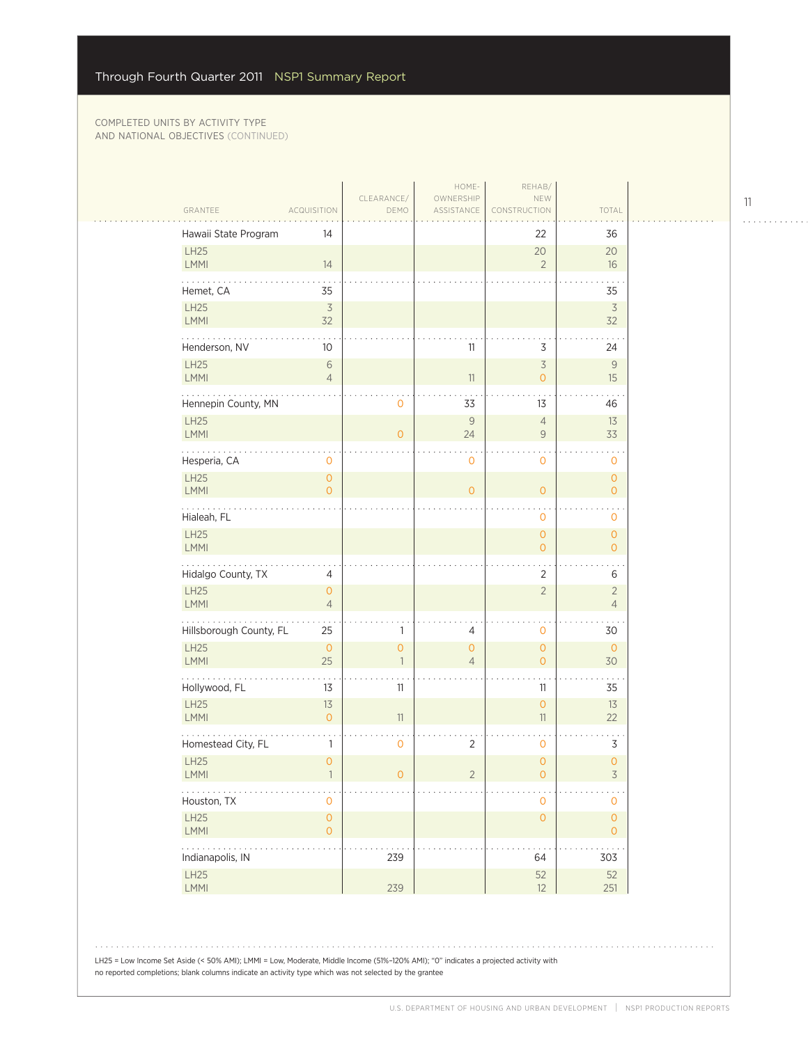COMPLETED UNITS BY ACTIVITY TYPE AND NATIONAL OBJECTIVES (CONTINUED)

| GRANTEE | ACQUISITION | CLEARANCE/ DEMO | HOME-OWNERSHIP ASSISTANCE | REHAB/ NEW CONSTRUCTION | TOTAL |
|---|---|---|---|---|---|
| Hawaii State Program | 14 | | | 22 | 36 |
| LH25 | | | | 20 | 20 |
| LMMI | 14 | | | 2 | 16 |
| Hemet, CA | 35 | | | | 35 |
| LH25 | 3 | | | | 3 |
| LMMI | 32 | | | | 32 |
| Henderson, NV | 10 | | 11 | 3 | 24 |
| LH25 | 6 | | | 3 | 9 |
| LMMI | 4 | | 11 | 0 | 15 |
| Hennepin County, MN | | 0 | 33 | 13 | 46 |
| LH25 | | | 9 | 4 | 13 |
| LMMI | | 0 | 24 | 9 | 33 |
| Hesperia, CA | 0 | | 0 | 0 | 0 |
| LH25 | 0 | | | | 0 |
| LMMI | 0 | | 0 | 0 | 0 |
| Hialeah, FL | | | | 0 | 0 |
| LH25 | | | | 0 | 0 |
| LMMI | | | | 0 | 0 |
| Hidalgo County, TX | 4 | | | 2 | 6 |
| LH25 | 0 | | | 2 | 2 |
| LMMI | 4 | | | | 4 |
| Hillsborough County, FL | 25 | 1 | 4 | 0 | 30 |
| LH25 | 0 | 0 | 0 | 0 | 0 |
| LMMI | 25 | 1 | 4 | 0 | 30 |
| Hollywood, FL | 13 | 11 | | 11 | 35 |
| LH25 | 13 | | | 0 | 13 |
| LMMI | 0 | 11 | | 11 | 22 |
| Homestead City, FL | 1 | 0 | 2 | 0 | 3 |
| LH25 | 0 | | | 0 | 0 |
| LMMI | 1 | 0 | 2 | 0 | 3 |
| Houston, TX | 0 | | | 0 | 0 |
| LH25 | 0 | | | 0 | 0 |
| LMMI | 0 | | | | 0 |
| Indianapolis, IN | | 239 | | 64 | 303 |
| LH25 | | | | 52 | 52 |
| LMMI | | 239 | | 12 | 251 |

LH25 = Low Income Set Aside (< 50% AMI); LMMI = Low, Moderate, Middle Income (51%–120% AMI); "0" indicates a projected activity with no reported completions; blank columns indicate an activity type which was not selected by the grantee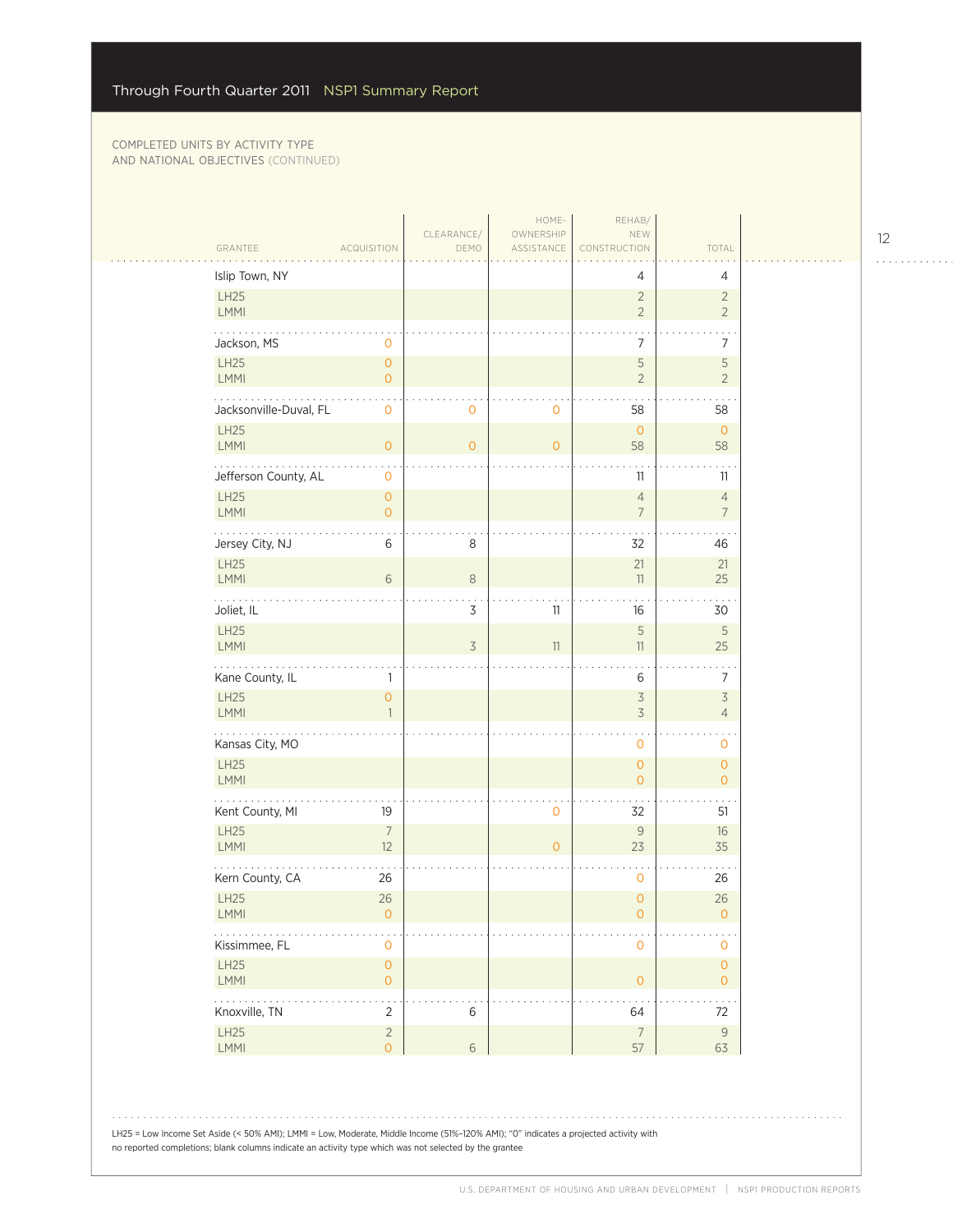COMPLETED UNITS BY ACTIVITY TYPE AND NATIONAL OBJECTIVES (CONTINUED)

| GRANTEE | ACQUISITION | CLEARANCE/ DEMO | HOME-OWNERSHIP ASSISTANCE | REHAB/ NEW CONSTRUCTION | TOTAL |
|---|---|---|---|---|---|
| Islip Town, NY | | | | 4 | 4 |
| LH25 | | | | 2 | 2 |
| LMMI | | | | 2 | 2 |
| Jackson, MS | 0 | | | 7 | 7 |
| LH25 | 0 | | | 5 | 5 |
| LMMI | 0 | | | 2 | 2 |
| Jacksonville-Duval, FL | 0 | 0 | 0 | 58 | 58 |
| LH25 | | | | 0 | 0 |
| LMMI | 0 | 0 | 0 | 58 | 58 |
| Jefferson County, AL | 0 | | | 11 | 11 |
| LH25 | 0 | | | 4 | 4 |
| LMMI | 0 | | | 7 | 7 |
| Jersey City, NJ | 6 | 8 | | 32 | 46 |
| LH25 | | | | 21 | 21 |
| LMMI | 6 | 8 | | 11 | 25 |
| Joliet, IL | | 3 | 11 | 16 | 30 |
| LH25 | | | | 5 | 5 |
| LMMI | | 3 | 11 | 11 | 25 |
| Kane County, IL | 1 | | | 6 | 7 |
| LH25 | 0 | | | 3 | 3 |
| LMMI | 1 | | | 3 | 4 |
| Kansas City, MO | | | | 0 | 0 |
| LH25 | | | | 0 | 0 |
| LMMI | | | | 0 | 0 |
| Kent County, MI | 19 | | 0 | 32 | 51 |
| LH25 | 7 | | | 9 | 16 |
| LMMI | 12 | | 0 | 23 | 35 |
| Kern County, CA | 26 | | | 0 | 26 |
| LH25 | 26 | | | 0 | 26 |
| LMMI | 0 | | | 0 | 0 |
| Kissimmee, FL | 0 | | | 0 | 0 |
| LH25 | 0 | | | | 0 |
| LMMI | 0 | | | 0 | 0 |
| Knoxville, TN | 2 | 6 | | 64 | 72 |
| LH25 | 2 | | | 7 | 9 |
| LMMI | 0 | 6 | | 57 | 63 |

LH25 = Low Income Set Aside (< 50% AMI); LMMI = Low, Moderate, Middle Income (51%–120% AMI); "0" indicates a projected activity with no reported completions; blank columns indicate an activity type which was not selected by the grantee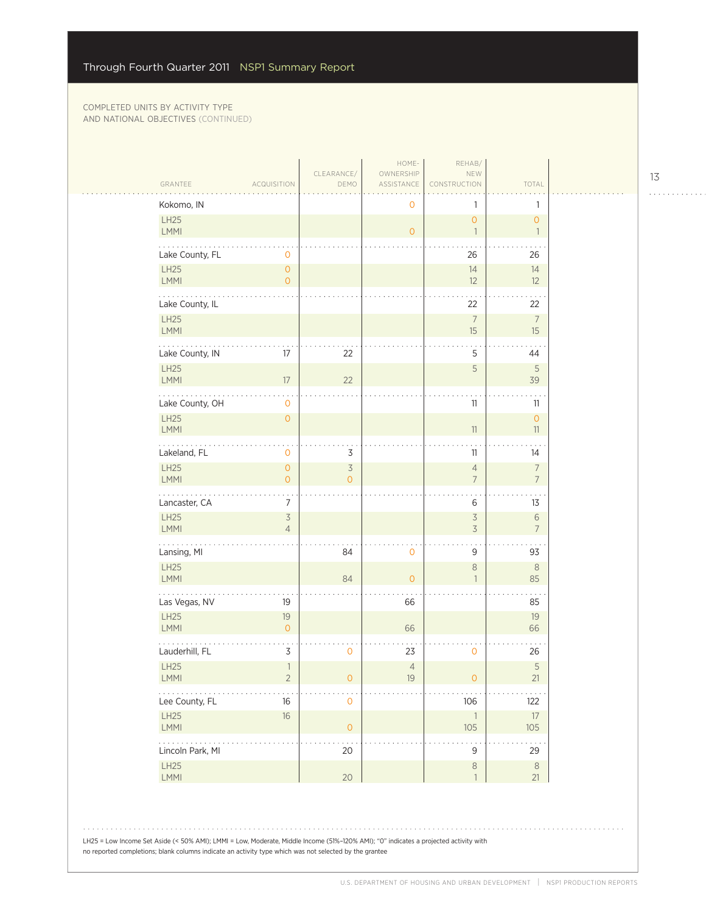COMPLETED UNITS BY ACTIVITY TYPE AND NATIONAL OBJECTIVES (CONTINUED)

| GRANTEE | ACQUISITION | CLEARANCE/ DEMO | HOME-OWNERSHIP ASSISTANCE | REHAB/ NEW CONSTRUCTION | TOTAL |
|---|---|---|---|---|---|
| Kokomo, IN | | | 0 | 1 | 1 |
| LH25 | | | | 0 | 0 |
| LMMI | | | 0 | 1 | 1 |
| Lake County, FL | 0 | | | 26 | 26 |
| LH25 | 0 | | | 14 | 14 |
| LMMI | 0 | | | 12 | 12 |
| Lake County, IL | | | | 22 | 22 |
| LH25 | | | | 7 | 7 |
| LMMI | | | | 15 | 15 |
| Lake County, IN | 17 | 22 | | 5 | 44 |
| LH25 | | | | 5 | 5 |
| LMMI | 17 | 22 | | | 39 |
| Lake County, OH | 0 | | | 11 | 11 |
| LH25 | 0 | | | | 0 |
| LMMI | | | | 11 | 11 |
| Lakeland, FL | 0 | 3 | | 11 | 14 |
| LH25 | 0 | 3 | | 4 | 7 |
| LMMI | 0 | 0 | | 7 | 7 |
| Lancaster, CA | 7 | | | 6 | 13 |
| LH25 | 3 | | | 3 | 6 |
| LMMI | 4 | | | 3 | 7 |
| Lansing, MI | | 84 | 0 | 9 | 93 |
| LH25 | | | | 8 | 8 |
| LMMI | | 84 | 0 | 1 | 85 |
| Las Vegas, NV | 19 | | 66 | | 85 |
| LH25 | 19 | | | | 19 |
| LMMI | 0 | | 66 | | 66 |
| Lauderhill, FL | 3 | 0 | 23 | 0 | 26 |
| LH25 | 1 | | 4 | | 5 |
| LMMI | 2 | 0 | 19 | 0 | 21 |
| Lee County, FL | 16 | 0 | | 106 | 122 |
| LH25 | 16 | | | 1 | 17 |
| LMMI | | 0 | | 105 | 105 |
| Lincoln Park, MI | | 20 | | 9 | 29 |
| LH25 | | | | 8 | 8 |
| LMMI | | 20 | | 1 | 21 |

LH25 = Low Income Set Aside (< 50% AMI); LMMI = Low, Moderate, Middle Income (51%–120% AMI); "0" indicates a projected activity with no reported completions; blank columns indicate an activity type which was not selected by the grantee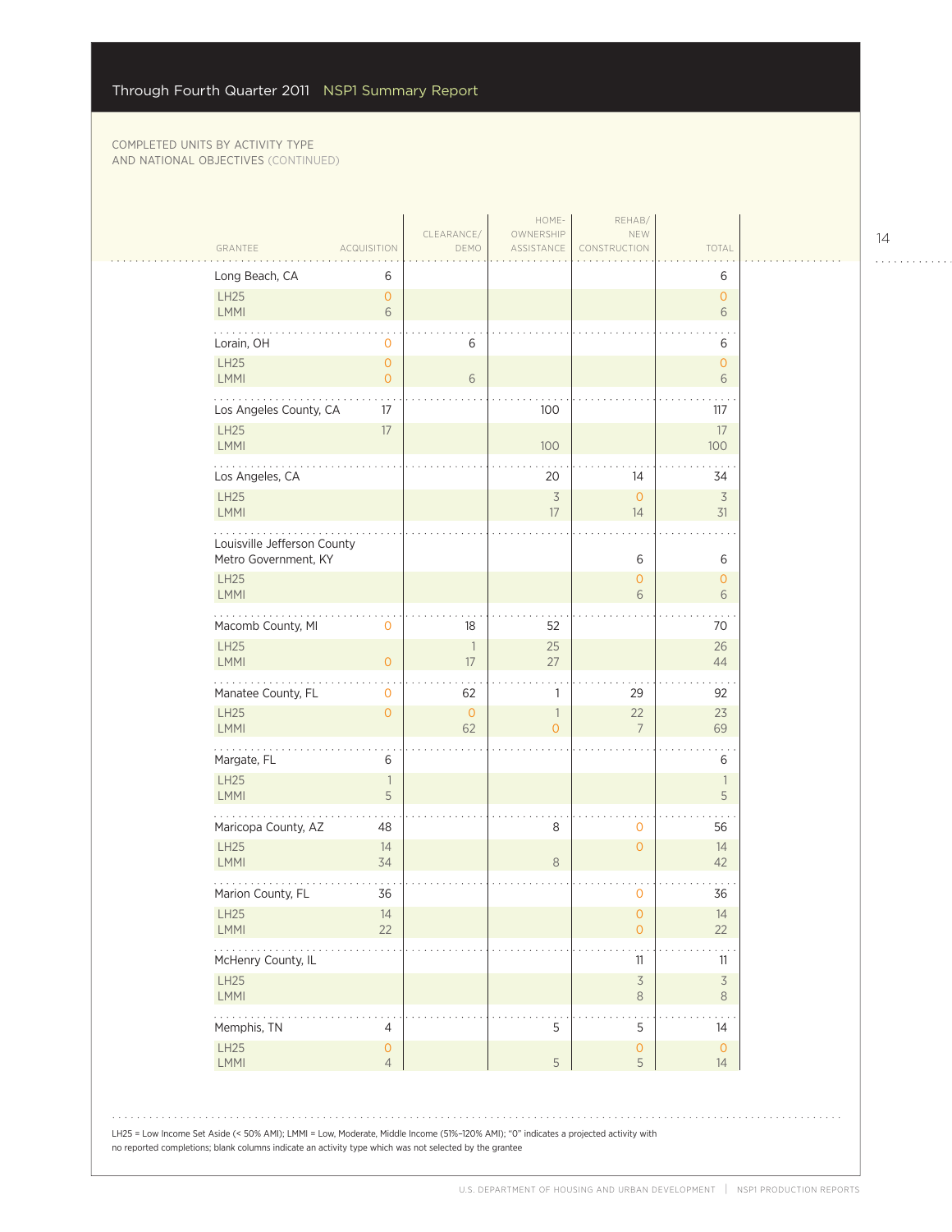COMPLETED UNITS BY ACTIVITY TYPE AND NATIONAL OBJECTIVES (CONTINUED)

| GRANTEE | ACQUISITION | CLEARANCE/ DEMO | HOME-OWNERSHIP ASSISTANCE | REHAB/ NEW CONSTRUCTION | TOTAL |
|---|---|---|---|---|---|
| Long Beach, CA | 6 | | | | 6 |
| LH25 | 0 | | | | 0 |
| LMMI | 6 | | | | 6 |
| Lorain, OH | 0 | 6 | | | 6 |
| LH25 | 0 | | | | 0 |
| LMMI | 0 | 6 | | | 6 |
| Los Angeles County, CA | 17 | | 100 | | 117 |
| LH25 | 17 | | | | 17 |
| LMMI | | | 100 | | 100 |
| Los Angeles, CA | | | 20 | 14 | 34 |
| LH25 | | | 3 | 0 | 3 |
| LMMI | | | 17 | 14 | 31 |
| Louisville Jefferson County Metro Government, KY | | | | 6 | 6 |
| LH25 | | | | 0 | 0 |
| LMMI | | | | 6 | 6 |
| Macomb County, MI | 0 | 18 | 52 | | 70 |
| LH25 | | 1 | 25 | | 26 |
| LMMI | 0 | 17 | 27 | | 44 |
| Manatee County, FL | 0 | 62 | 1 | 29 | 92 |
| LH25 | 0 | 0 | 1 | 22 | 23 |
| LMMI | | 62 | 0 | 7 | 69 |
| Margate, FL | 6 | | | | 6 |
| LH25 | 1 | | | | 1 |
| LMMI | 5 | | | | 5 |
| Maricopa County, AZ | 48 | | 8 | 0 | 56 |
| LH25 | 14 | | | 0 | 14 |
| LMMI | 34 | | 8 | | 42 |
| Marion County, FL | 36 | | | 0 | 36 |
| LH25 | 14 | | | 0 | 14 |
| LMMI | 22 | | | 0 | 22 |
| McHenry County, IL | | | | 11 | 11 |
| LH25 | | | | 3 | 3 |
| LMMI | | | | 8 | 8 |
| Memphis, TN | 4 | | 5 | 5 | 14 |
| LH25 | 0 | | | 0 | 0 |
| LMMI | 4 | | 5 | 5 | 14 |

LH25 = Low Income Set Aside (< 50% AMI); LMMI = Low, Moderate, Middle Income (51%–120% AMI); "0" indicates a projected activity with no reported completions; blank columns indicate an activity type which was not selected by the grantee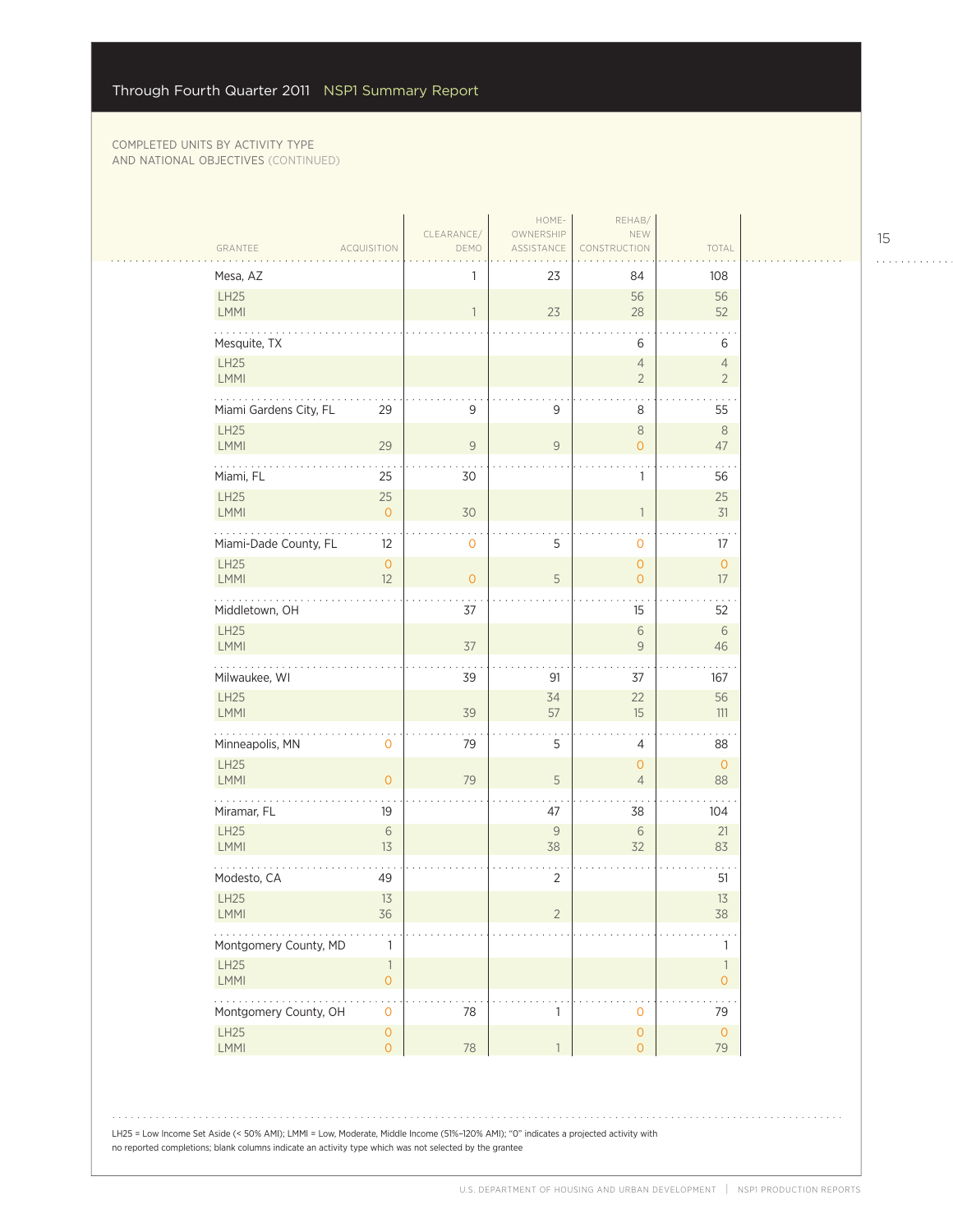COMPLETED UNITS BY ACTIVITY TYPE AND NATIONAL OBJECTIVES (CONTINUED)

| GRANTEE | ACQUISITION | CLEARANCE/ DEMO | HOME-OWNERSHIP ASSISTANCE | REHAB/ NEW CONSTRUCTION | TOTAL |
|---|---|---|---|---|---|
| Mesa, AZ | | 1 | 23 | 84 | 108 |
| LH25 | | | | 56 | 56 |
| LMMI | | 1 | 23 | 28 | 52 |
| Mesquite, TX | | | | 6 | 6 |
| LH25 | | | | 4 | 4 |
| LMMI | | | | 2 | 2 |
| Miami Gardens City, FL | 29 | 9 | 9 | 8 | 55 |
| LH25 | | | | 8 | 8 |
| LMMI | 29 | 9 | 9 | 0 | 47 |
| Miami, FL | 25 | 30 | | 1 | 56 |
| LH25 | 25 | | | | 25 |
| LMMI | 0 | 30 | | 1 | 31 |
| Miami-Dade County, FL | 12 | 0 | 5 | 0 | 17 |
| LH25 | 0 | | | 0 | 0 |
| LMMI | 12 | 0 | 5 | 0 | 17 |
| Middletown, OH | | 37 | | 15 | 52 |
| LH25 | | | | 6 | 6 |
| LMMI | | 37 | | 9 | 46 |
| Milwaukee, WI | | 39 | 91 | 37 | 167 |
| LH25 | | | 34 | 22 | 56 |
| LMMI | | 39 | 57 | 15 | 111 |
| Minneapolis, MN | 0 | 79 | 5 | 4 | 88 |
| LH25 | | | | 0 | 0 |
| LMMI | 0 | 79 | 5 | 4 | 88 |
| Miramar, FL | 19 | | 47 | 38 | 104 |
| LH25 | 6 | | 9 | 6 | 21 |
| LMMI | 13 | | 38 | 32 | 83 |
| Modesto, CA | 49 | | 2 | | 51 |
| LH25 | 13 | | | | 13 |
| LMMI | 36 | | 2 | | 38 |
| Montgomery County, MD | 1 | | | | 1 |
| LH25 | 1 | | | | 1 |
| LMMI | 0 | | | | 0 |
| Montgomery County, OH | 0 | 78 | 1 | 0 | 79 |
| LH25 | 0 | | | 0 | 0 |
| LMMI | 0 | 78 | 1 | 0 | 79 |

LH25 = Low Income Set Aside (< 50% AMI); LMMI = Low, Moderate, Middle Income (51%–120% AMI); "0" indicates a projected activity with no reported completions; blank columns indicate an activity type which was not selected by the grantee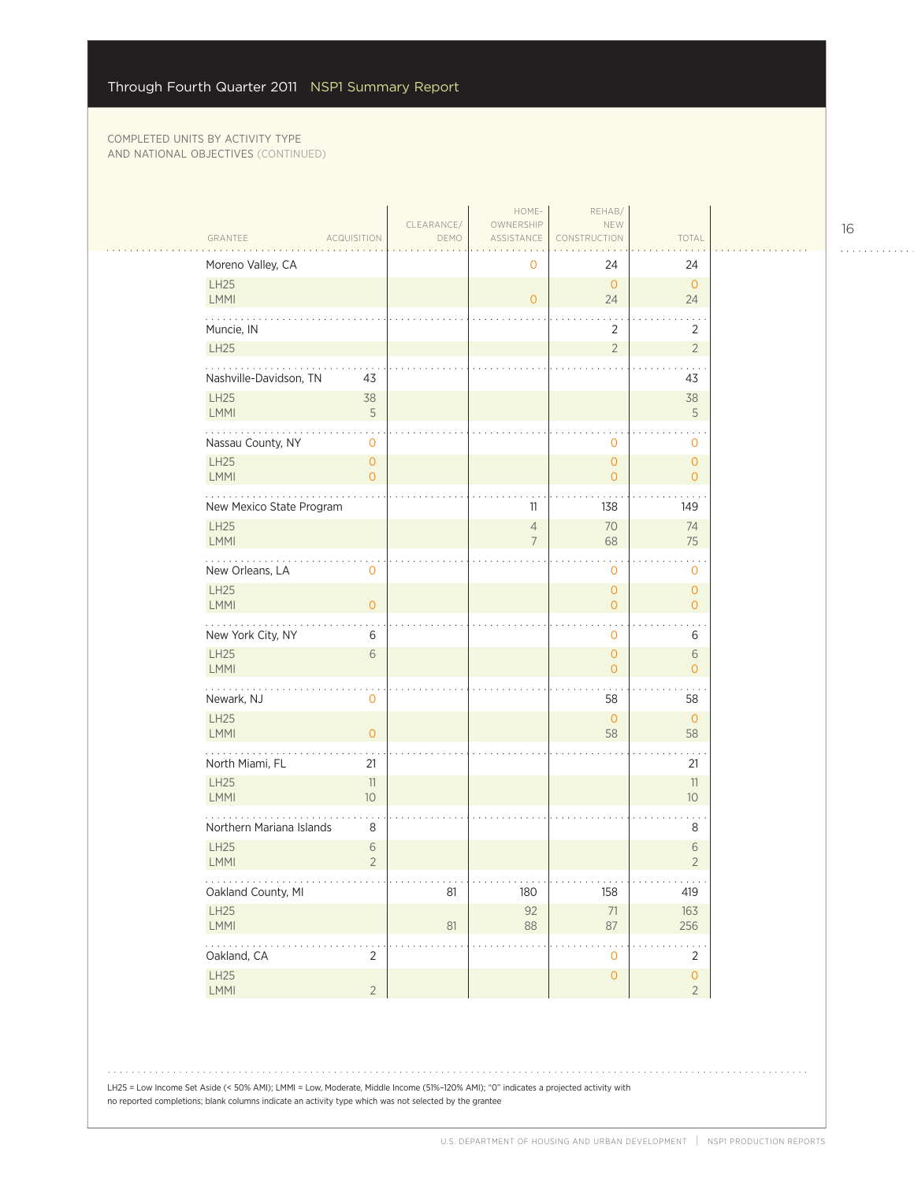COMPLETED UNITS BY ACTIVITY TYPE AND NATIONAL OBJECTIVES (CONTINUED)

| GRANTEE | ACQUISITION | CLEARANCE/ DEMO | HOME-OWNERSHIP ASSISTANCE | REHAB/ NEW CONSTRUCTION | TOTAL |
|---|---|---|---|---|---|
| Moreno Valley, CA | | | 0 | 24 | 24 |
| LH25 | | | | 0 | 0 |
| LMMI | | | 0 | 24 | 24 |
| Muncie, IN | | | | 2 | 2 |
| LH25 | | | | 2 | 2 |
| Nashville-Davidson, TN | 43 | | | | 43 |
| LH25 | 38 | | | | 38 |
| LMMI | 5 | | | | 5 |
| Nassau County, NY | 0 | | | 0 | 0 |
| LH25 | 0 | | | 0 | 0 |
| LMMI | 0 | | | 0 | 0 |
| New Mexico State Program | | | 11 | 138 | 149 |
| LH25 | | | 4 | 70 | 74 |
| LMMI | | | 7 | 68 | 75 |
| New Orleans, LA | 0 | | | 0 | 0 |
| LH25 | | | | 0 | 0 |
| LMMI | 0 | | | 0 | 0 |
| New York City, NY | 6 | | | 0 | 6 |
| LH25 | 6 | | | 0 | 6 |
| LMMI | | | | 0 | 0 |
| Newark, NJ | 0 | | | 58 | 58 |
| LH25 | | | | 0 | 0 |
| LMMI | 0 | | | 58 | 58 |
| North Miami, FL | 21 | | | | 21 |
| LH25 | 11 | | | | 11 |
| LMMI | 10 | | | | 10 |
| Northern Mariana Islands | 8 | | | | 8 |
| LH25 | 6 | | | | 6 |
| LMMI | 2 | | | | 2 |
| Oakland County, MI | | 81 | 180 | 158 | 419 |
| LH25 | | | 92 | 71 | 163 |
| LMMI | | 81 | 88 | 87 | 256 |
| Oakland, CA | 2 | | | 0 | 2 |
| LH25 | | | | 0 | 0 |
| LMMI | 2 | | | | 2 |

LH25 = Low Income Set Aside (< 50% AMI); LMMI = Low, Moderate, Middle Income (51%–120% AMI); "0" indicates a projected activity with no reported completions; blank columns indicate an activity type which was not selected by the grantee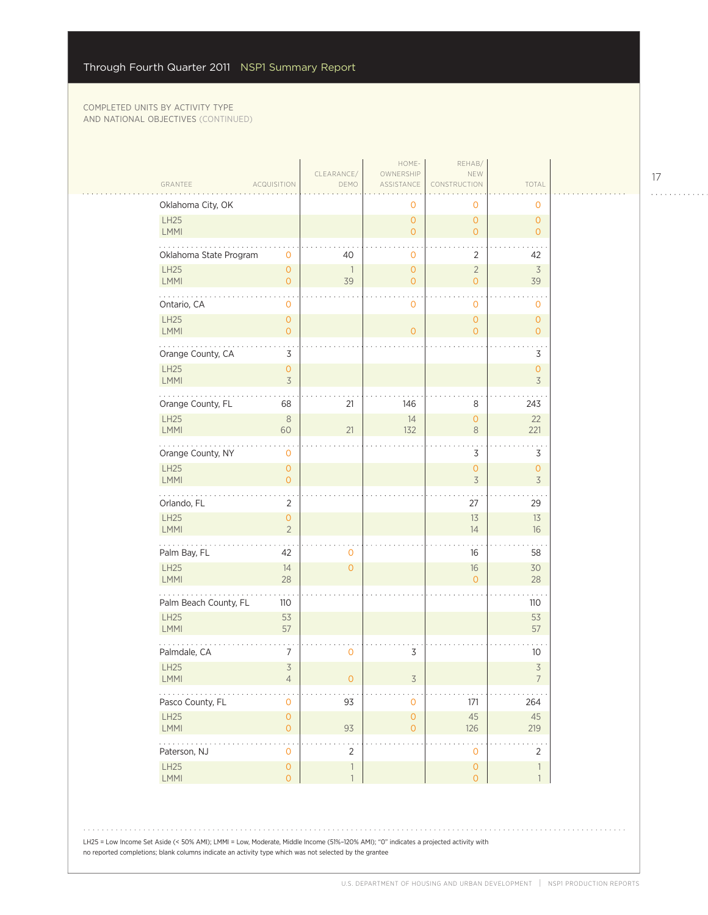COMPLETED UNITS BY ACTIVITY TYPE AND NATIONAL OBJECTIVES (CONTINUED)

| GRANTEE | ACQUISITION | CLEARANCE/ DEMO | HOME-OWNERSHIP ASSISTANCE | REHAB/ NEW CONSTRUCTION | TOTAL |
|---|---|---|---|---|---|
| Oklahoma City, OK | | | 0 | 0 | 0 |
| LH25 | | | 0 | 0 | 0 |
| LMMI | | | 0 | 0 | 0 |
| Oklahoma State Program | 0 | 40 | 0 | 2 | 42 |
| LH25 | 0 | 1 | 0 | 2 | 3 |
| LMMI | 0 | 39 | 0 | 0 | 39 |
| Ontario, CA | 0 | | 0 | 0 | 0 |
| LH25 | 0 | | | 0 | 0 |
| LMMI | 0 | | 0 | 0 | 0 |
| Orange County, CA | 3 | | | | 3 |
| LH25 | 0 | | | | 0 |
| LMMI | 3 | | | | 3 |
| Orange County, FL | 68 | 21 | 146 | 8 | 243 |
| LH25 | 8 | | 14 | 0 | 22 |
| LMMI | 60 | 21 | 132 | 8 | 221 |
| Orange County, NY | 0 | | | 3 | 3 |
| LH25 | 0 | | | 0 | 0 |
| LMMI | 0 | | | 3 | 3 |
| Orlando, FL | 2 | | | 27 | 29 |
| LH25 | 0 | | | 13 | 13 |
| LMMI | 2 | | | 14 | 16 |
| Palm Bay, FL | 42 | 0 | | 16 | 58 |
| LH25 | 14 | 0 | | 16 | 30 |
| LMMI | 28 | | | 0 | 28 |
| Palm Beach County, FL | 110 | | | | 110 |
| LH25 | 53 | | | | 53 |
| LMMI | 57 | | | | 57 |
| Palmdale, CA | 7 | 0 | 3 | | 10 |
| LH25 | 3 | | | | 3 |
| LMMI | 4 | 0 | 3 | | 7 |
| Pasco County, FL | 0 | 93 | 0 | 171 | 264 |
| LH25 | 0 | | 0 | 45 | 45 |
| LMMI | 0 | 93 | 0 | 126 | 219 |
| Paterson, NJ | 0 | 2 | | 0 | 2 |
| LH25 | 0 | 1 | | 0 | 1 |
| LMMI | 0 | 1 | | 0 | 1 |

LH25 = Low Income Set Aside (< 50% AMI); LMMI = Low, Moderate, Middle Income (51%–120% AMI); "0" indicates a projected activity with no reported completions; blank columns indicate an activity type which was not selected by the grantee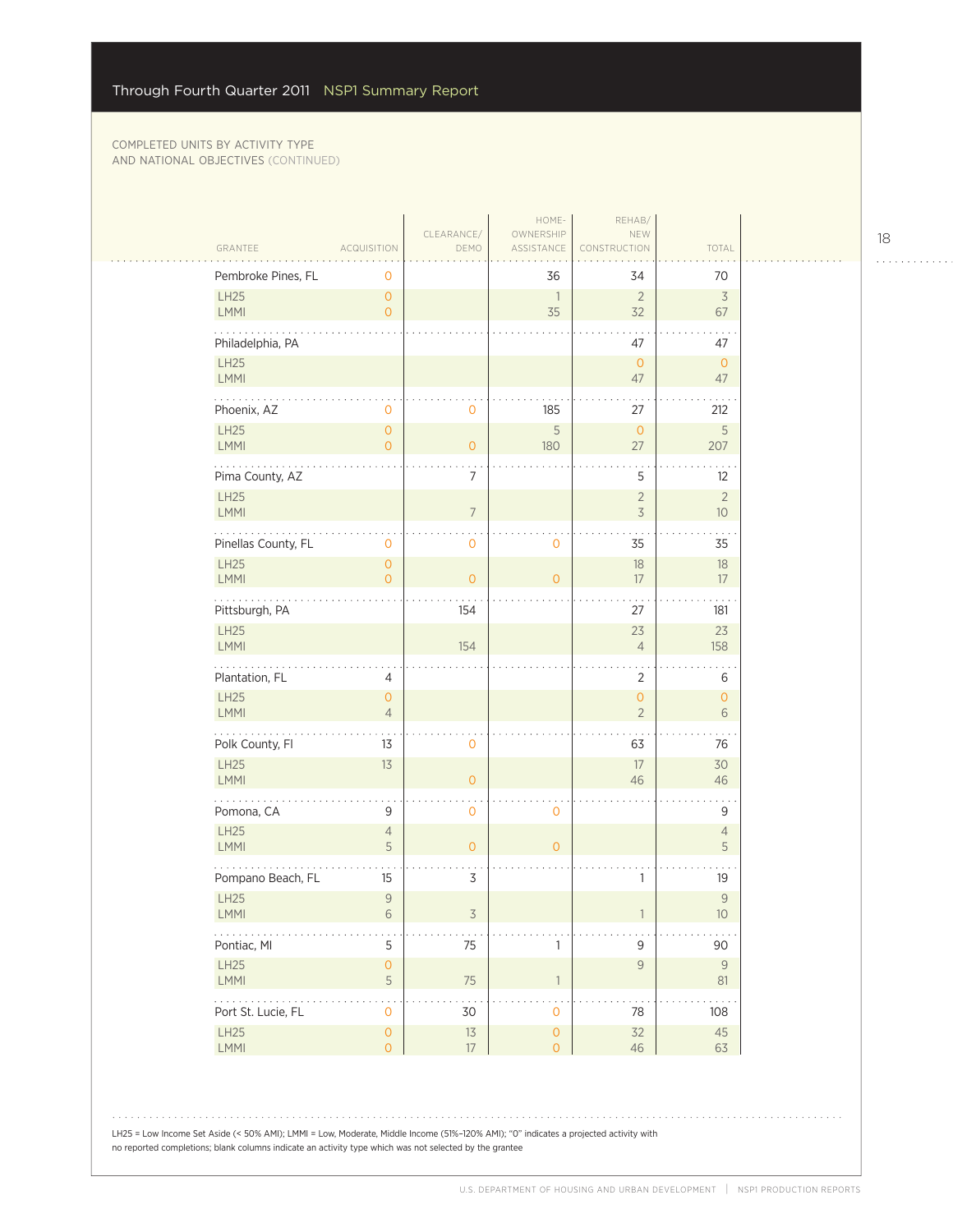COMPLETED UNITS BY ACTIVITY TYPE AND NATIONAL OBJECTIVES (CONTINUED)

| GRANTEE | ACQUISITION | CLEARANCE/ DEMO | HOME-OWNERSHIP ASSISTANCE | REHAB/ NEW CONSTRUCTION | TOTAL |
|---|---|---|---|---|---|
| Pembroke Pines, FL | 0 | | 36 | 34 | 70 |
| LH25 | 0 | | 1 | 2 | 3 |
| LMMI | 0 | | 35 | 32 | 67 |
| Philadelphia, PA | | | | 47 | 47 |
| LH25 | | | | 0 | 0 |
| LMMI | | | | 47 | 47 |
| Phoenix, AZ | 0 | 0 | 185 | 27 | 212 |
| LH25 | 0 | | 5 | 0 | 5 |
| LMMI | 0 | 0 | 180 | 27 | 207 |
| Pima County, AZ | | 7 | | 5 | 12 |
| LH25 | | | | 2 | 2 |
| LMMI | | 7 | | 3 | 10 |
| Pinellas County, FL | 0 | 0 | 0 | 35 | 35 |
| LH25 | 0 | | | 18 | 18 |
| LMMI | 0 | 0 | 0 | 17 | 17 |
| Pittsburgh, PA | | 154 | | 27 | 181 |
| LH25 | | | | 23 | 23 |
| LMMI | | 154 | | 4 | 158 |
| Plantation, FL | 4 | | | 2 | 6 |
| LH25 | 0 | | | 0 | 0 |
| LMMI | 4 | | | 2 | 6 |
| Polk County, Fl | 13 | 0 | | 63 | 76 |
| LH25 | 13 | | | 17 | 30 |
| LMMI | | 0 | | 46 | 46 |
| Pomona, CA | 9 | 0 | 0 | | 9 |
| LH25 | 4 | | | | 4 |
| LMMI | 5 | 0 | 0 | | 5 |
| Pompano Beach, FL | 15 | 3 | | 1 | 19 |
| LH25 | 9 | | | | 9 |
| LMMI | 6 | 3 | | 1 | 10 |
| Pontiac, MI | 5 | 75 | 1 | 9 | 90 |
| LH25 | 0 | | | 9 | 9 |
| LMMI | 5 | 75 | 1 | | 81 |
| Port St. Lucie, FL | 0 | 30 | 0 | 78 | 108 |
| LH25 | 0 | 13 | 0 | 32 | 45 |
| LMMI | 0 | 17 | 0 | 46 | 63 |

LH25 = Low Income Set Aside (< 50% AMI); LMMI = Low, Moderate, Middle Income (51%–120% AMI); "0" indicates a projected activity with no reported completions; blank columns indicate an activity type which was not selected by the grantee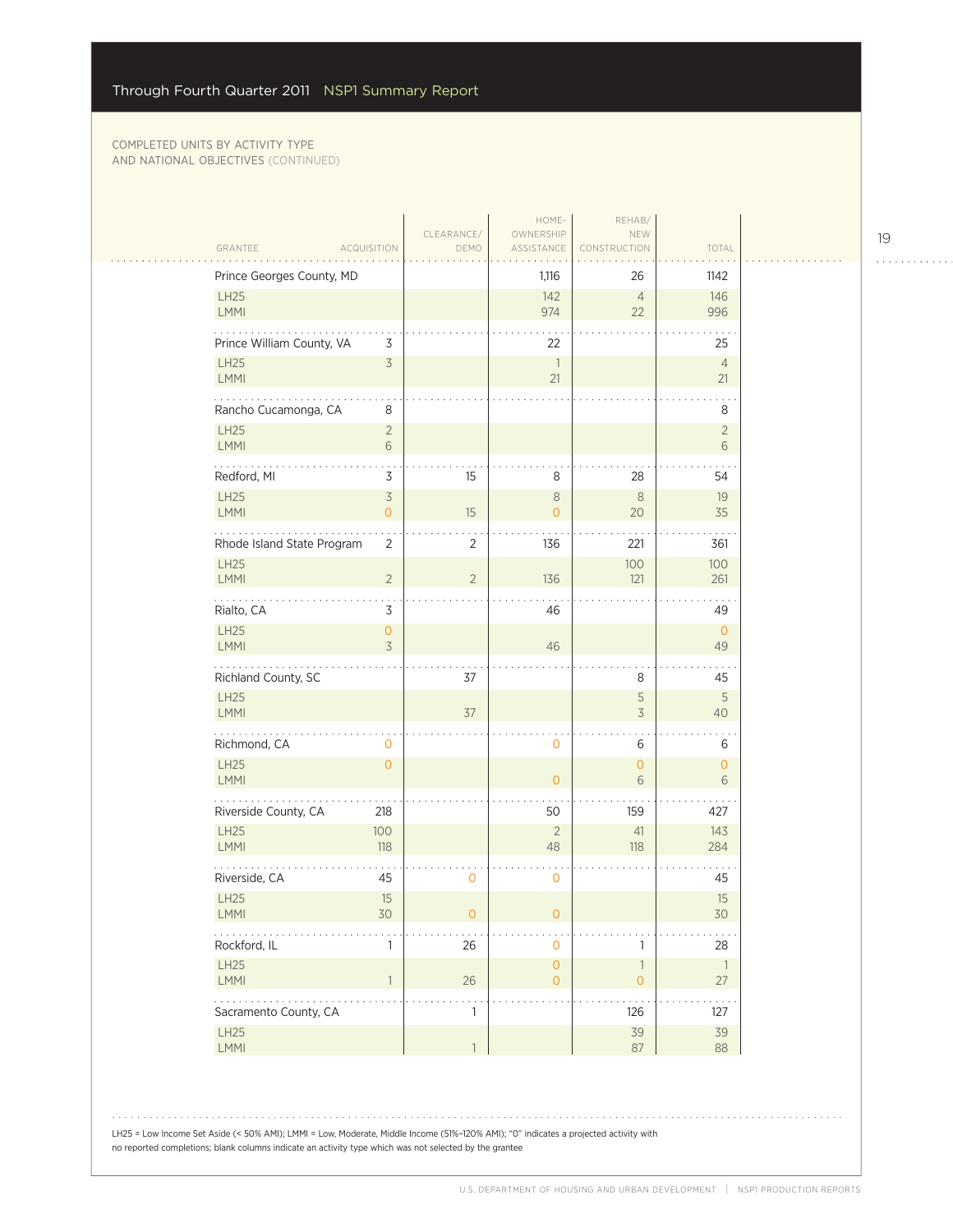COMPLETED UNITS BY ACTIVITY TYPE AND NATIONAL OBJECTIVES (CONTINUED)

| GRANTEE | ACQUISITION | CLEARANCE/ DEMO | HOME-OWNERSHIP ASSISTANCE | REHAB/ NEW CONSTRUCTION | TOTAL |
|---|---|---|---|---|---|
| Prince Georges County, MD | | | 1,116 | 26 | 1142 |
| LH25 | | | 142 | 4 | 146 |
| LMMI | | | 974 | 22 | 996 |
| Prince William County, VA | 3 | | 22 | | 25 |
| LH25 | 3 | | 1 | | 4 |
| LMMI | | | 21 | | 21 |
| Rancho Cucamonga, CA | 8 | | | | 8 |
| LH25 | 2 | | | | 2 |
| LMMI | 6 | | | | 6 |
| Redford, MI | 3 | 15 | 8 | 28 | 54 |
| LH25 | 3 | | 8 | 8 | 19 |
| LMMI | 0 | 15 | 0 | 20 | 35 |
| Rhode Island State Program | 2 | 2 | 136 | 221 | 361 |
| LH25 | | | | 100 | 100 |
| LMMI | 2 | 2 | 136 | 121 | 261 |
| Rialto, CA | 3 | | 46 | | 49 |
| LH25 | 0 | | | | 0 |
| LMMI | 3 | | 46 | | 49 |
| Richland County, SC | | 37 | | 8 | 45 |
| LH25 | | | | 5 | 5 |
| LMMI | | 37 | | 3 | 40 |
| Richmond, CA | 0 | | 0 | 6 | 6 |
| LH25 | 0 | | | 0 | 0 |
| LMMI | | | 0 | 6 | 6 |
| Riverside County, CA | 218 | | 50 | 159 | 427 |
| LH25 | 100 | | 2 | 41 | 143 |
| LMMI | 118 | | 48 | 118 | 284 |
| Riverside, CA | 45 | 0 | 0 | | 45 |
| LH25 | 15 | | | | 15 |
| LMMI | 30 | 0 | 0 | | 30 |
| Rockford, IL | 1 | 26 | 0 | 1 | 28 |
| LH25 | | | 0 | 1 | 1 |
| LMMI | 1 | 26 | 0 | 0 | 27 |
| Sacramento County, CA | | 1 | | 126 | 127 |
| LH25 | | | | 39 | 39 |
| LMMI | | 1 | | 87 | 88 |

LH25 = Low Income Set Aside (< 50% AMI); LMMI = Low, Moderate, Middle Income (51%–120% AMI); "0" indicates a projected activity with no reported completions; blank columns indicate an activity type which was not selected by the grantee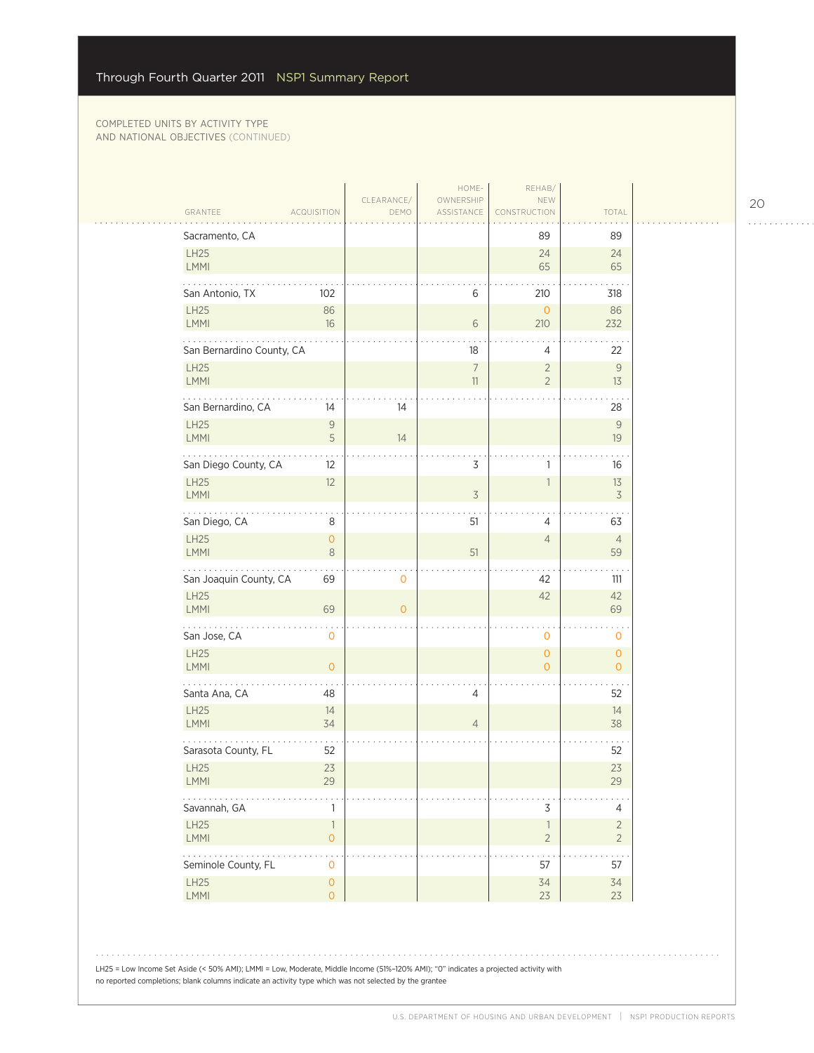COMPLETED UNITS BY ACTIVITY TYPE AND NATIONAL OBJECTIVES (CONTINUED)

| GRANTEE | ACQUISITION | CLEARANCE/ DEMO | HOME-OWNERSHIP ASSISTANCE | REHAB/ NEW CONSTRUCTION | TOTAL |
|---|---|---|---|---|---|
| Sacramento, CA | | | | 89 | 89 |
| LH25 | | | | 24 | 24 |
| LMMI | | | | 65 | 65 |
| San Antonio, TX | 102 | | 6 | 210 | 318 |
| LH25 | 86 | | | 0 | 86 |
| LMMI | 16 | | 6 | 210 | 232 |
| San Bernardino County, CA | | | 18 | 4 | 22 |
| LH25 | | | 7 | 2 | 9 |
| LMMI | | | 11 | 2 | 13 |
| San Bernardino, CA | 14 | 14 | | | 28 |
| LH25 | 9 | | | | 9 |
| LMMI | 5 | 14 | | | 19 |
| San Diego County, CA | 12 | | 3 | 1 | 16 |
| LH25 | 12 | | | 1 | 13 |
| LMMI | | | 3 | | 3 |
| San Diego, CA | 8 | | 51 | 4 | 63 |
| LH25 | 0 | | | 4 | 4 |
| LMMI | 8 | | 51 | | 59 |
| San Joaquin County, CA | 69 | 0 | | 42 | 111 |
| LH25 | | | | 42 | 42 |
| LMMI | 69 | 0 | | | 69 |
| San Jose, CA | 0 | | | 0 | 0 |
| LH25 | | | | 0 | 0 |
| LMMI | 0 | | | 0 | 0 |
| Santa Ana, CA | 48 | | 4 | | 52 |
| LH25 | 14 | | | | 14 |
| LMMI | 34 | | 4 | | 38 |
| Sarasota County, FL | 52 | | | | 52 |
| LH25 | 23 | | | | 23 |
| LMMI | 29 | | | | 29 |
| Savannah, GA | 1 | | | 3 | 4 |
| LH25 | 1 | | | 1 | 2 |
| LMMI | 0 | | | 2 | 2 |
| Seminole County, FL | 0 | | | 57 | 57 |
| LH25 | 0 | | | 34 | 34 |
| LMMI | 0 | | | 23 | 23 |

LH25 = Low Income Set Aside (< 50% AMI); LMMI = Low, Moderate, Middle Income (51%–120% AMI); "0" indicates a projected activity with no reported completions; blank columns indicate an activity type which was not selected by the grantee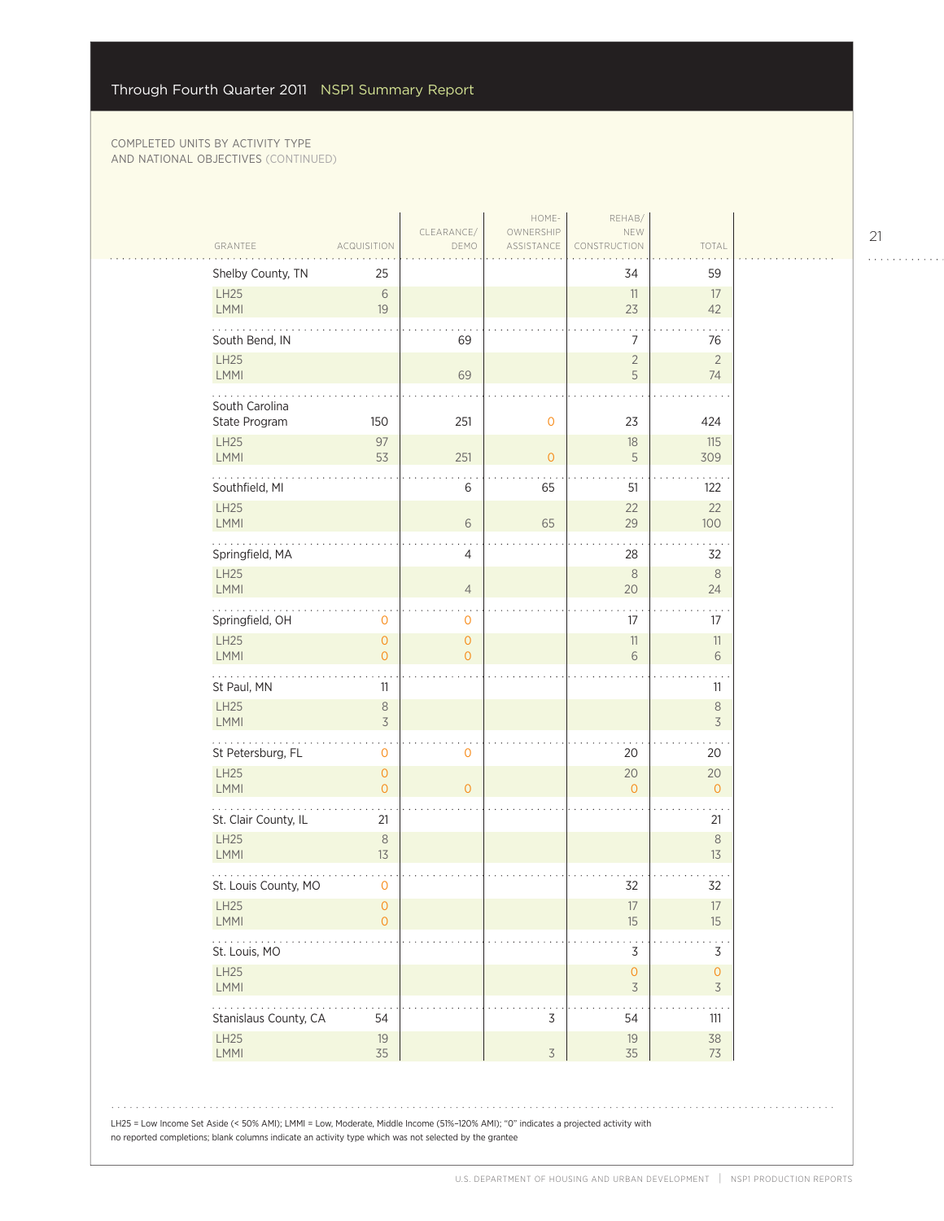COMPLETED UNITS BY ACTIVITY TYPE AND NATIONAL OBJECTIVES (CONTINUED)

| GRANTEE | ACQUISITION | CLEARANCE/ DEMO | HOME-OWNERSHIP ASSISTANCE | REHAB/ NEW CONSTRUCTION | TOTAL |
|---|---|---|---|---|---|
| Shelby County, TN | 25 | | | 34 | 59 |
| LH25 | 6 | | | 11 | 17 |
| LMMI | 19 | | | 23 | 42 |
| South Bend, IN | | 69 | | 7 | 76 |
| LH25 | | | | 2 | 2 |
| LMMI | | 69 | | 5 | 74 |
| South Carolina State Program | 150 | 251 | 0 | 23 | 424 |
| LH25 | 97 | | | 18 | 115 |
| LMMI | 53 | 251 | 0 | 5 | 309 |
| Southfield, MI | | 6 | 65 | 51 | 122 |
| LH25 | | | | 22 | 22 |
| LMMI | | 6 | 65 | 29 | 100 |
| Springfield, MA | | 4 | | 28 | 32 |
| LH25 | | | | 8 | 8 |
| LMMI | | 4 | | 20 | 24 |
| Springfield, OH | 0 | 0 | | 17 | 17 |
| LH25 | 0 | 0 | | 11 | 11 |
| LMMI | 0 | 0 | | 6 | 6 |
| St Paul, MN | 11 | | | | 11 |
| LH25 | 8 | | | | 8 |
| LMMI | 3 | | | | 3 |
| St Petersburg, FL | 0 | 0 | | 20 | 20 |
| LH25 | 0 | | | 20 | 20 |
| LMMI | 0 | 0 | | 0 | 0 |
| St. Clair County, IL | 21 | | | | 21 |
| LH25 | 8 | | | | 8 |
| LMMI | 13 | | | | 13 |
| St. Louis County, MO | 0 | | | 32 | 32 |
| LH25 | 0 | | | 17 | 17 |
| LMMI | 0 | | | 15 | 15 |
| St. Louis, MO | | | | 3 | 3 |
| LH25 | | | | 0 | 0 |
| LMMI | | | | 3 | 3 |
| Stanislaus County, CA | 54 | | 3 | 54 | 111 |
| LH25 | 19 | | | 19 | 38 |
| LMMI | 35 | | 3 | 35 | 73 |

LH25 = Low Income Set Aside (< 50% AMI); LMMI = Low, Moderate, Middle Income (51%–120% AMI); "0" indicates a projected activity with no reported completions; blank columns indicate an activity type which was not selected by the grantee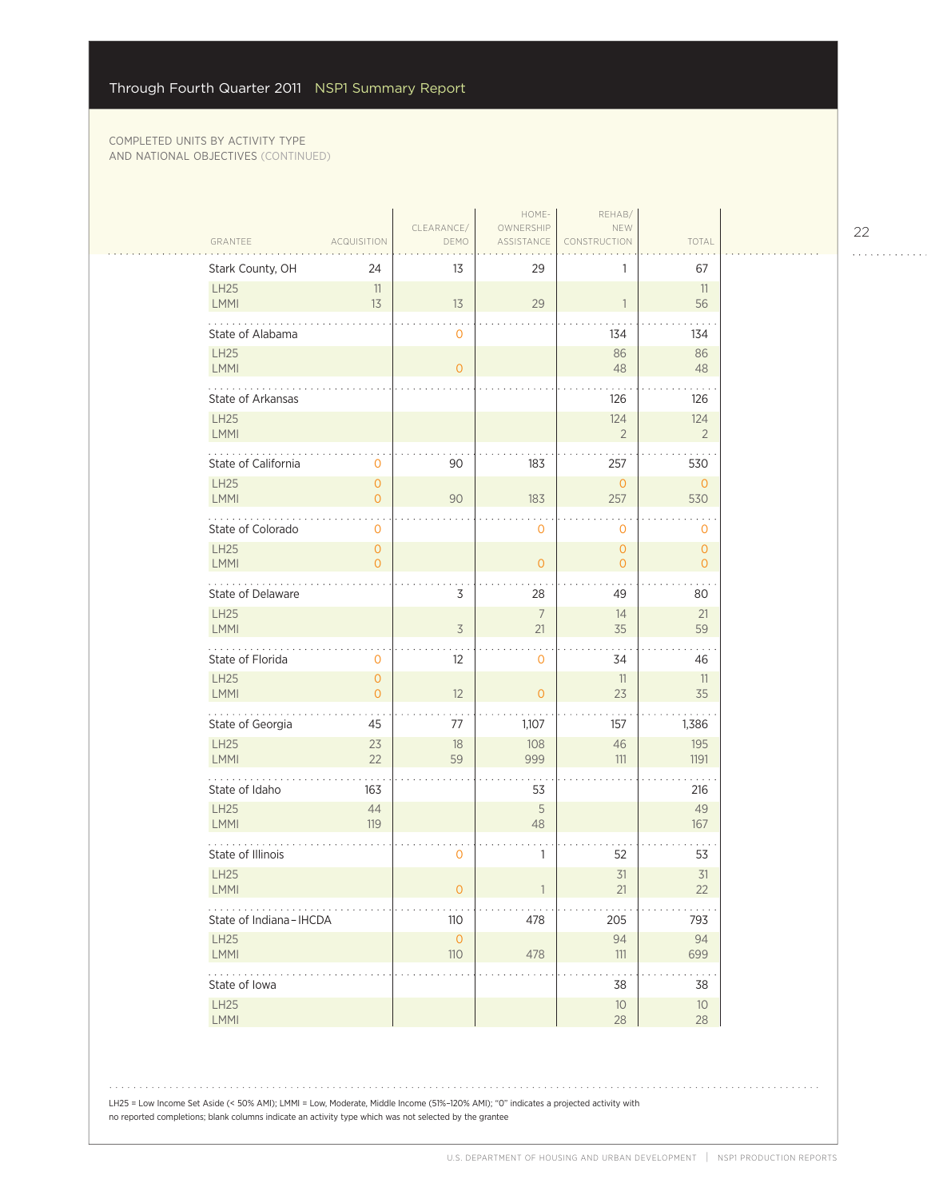COMPLETED UNITS BY ACTIVITY TYPE
AND NATIONAL OBJECTIVES (CONTINUED)

| GRANTEE | ACQUISITION | CLEARANCE/ DEMO | HOME-OWNERSHIP ASSISTANCE | REHAB/ NEW CONSTRUCTION | TOTAL |
|---|---|---|---|---|---|
| Stark County, OH | 24 | 13 | 29 | 1 | 67 |
| LH25 | 11 | | | | 11 |
| LMMI | 13 | 13 | 29 | 1 | 56 |
| State of Alabama | | 0 | | 134 | 134 |
| LH25 | | | | 86 | 86 |
| LMMI | | 0 | | 48 | 48 |
| State of Arkansas | | | | 126 | 126 |
| LH25 | | | | 124 | 124 |
| LMMI | | | | 2 | 2 |
| State of California | 0 | 90 | 183 | 257 | 530 |
| LH25 | 0 | | | 0 | 0 |
| LMMI | 0 | 90 | 183 | 257 | 530 |
| State of Colorado | 0 | | 0 | 0 | 0 |
| LH25 | 0 | | | 0 | 0 |
| LMMI | 0 | | 0 | 0 | 0 |
| State of Delaware | | 3 | 28 | 49 | 80 |
| LH25 | | | 7 | 14 | 21 |
| LMMI | | 3 | 21 | 35 | 59 |
| State of Florida | 0 | 12 | 0 | 34 | 46 |
| LH25 | 0 | | | 11 | 11 |
| LMMI | 0 | 12 | 0 | 23 | 35 |
| State of Georgia | 45 | 77 | 1,107 | 157 | 1,386 |
| LH25 | 23 | 18 | 108 | 46 | 195 |
| LMMI | 22 | 59 | 999 | 111 | 1191 |
| State of Idaho | 163 | | 53 | | 216 |
| LH25 | 44 | | 5 | | 49 |
| LMMI | 119 | | 48 | | 167 |
| State of Illinois | | 0 | 1 | 52 | 53 |
| LH25 | | | | 31 | 31 |
| LMMI | | 0 | 1 | 21 | 22 |
| State of Indiana – IHCDA | | 110 | 478 | 205 | 793 |
| LH25 | | 0 | | 94 | 94 |
| LMMI | | 110 | 478 | 111 | 699 |
| State of Iowa | | | | 38 | 38 |
| LH25 | | | | 10 | 10 |
| LMMI | | | | 28 | 28 |

LH25 = Low Income Set Aside (< 50% AMI); LMMI = Low, Moderate, Middle Income (51%–120% AMI); "0" indicates a projected activity with no reported completions; blank columns indicate an activity type which was not selected by the grantee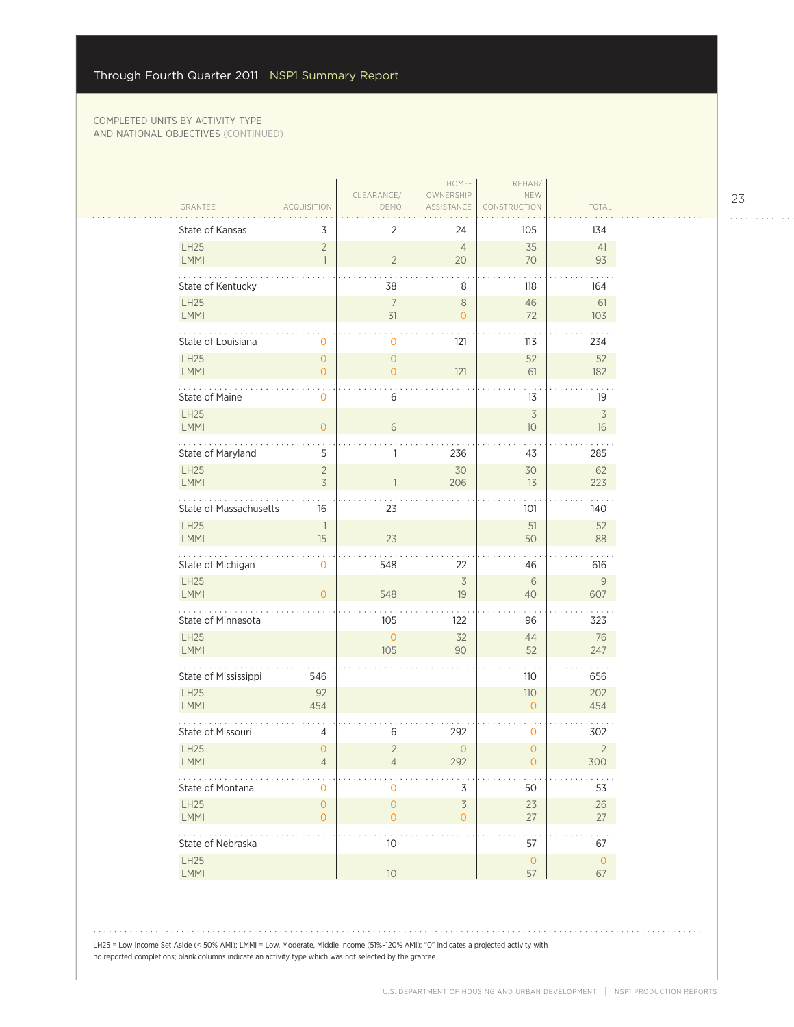COMPLETED UNITS BY ACTIVITY TYPE AND NATIONAL OBJECTIVES (CONTINUED)

| GRANTEE | ACQUISITION | CLEARANCE/ DEMO | HOME-OWNERSHIP ASSISTANCE | REHAB/ NEW CONSTRUCTION | TOTAL |
|---|---|---|---|---|---|
| State of Kansas | 3 | 2 | 24 | 105 | 134 |
| LH25 | 2 | | 4 | 35 | 41 |
| LMMI | 1 | 2 | 20 | 70 | 93 |
| State of Kentucky | | 38 | 8 | 118 | 164 |
| LH25 | | 7 | 8 | 46 | 61 |
| LMMI | | 31 | 0 | 72 | 103 |
| State of Louisiana | 0 | 0 | 121 | 113 | 234 |
| LH25 | 0 | 0 | | 52 | 52 |
| LMMI | 0 | 0 | 121 | 61 | 182 |
| State of Maine | 0 | 6 | | 13 | 19 |
| LH25 | | | | 3 | 3 |
| LMMI | 0 | 6 | | 10 | 16 |
| State of Maryland | 5 | 1 | 236 | 43 | 285 |
| LH25 | 2 | | 30 | 30 | 62 |
| LMMI | 3 | 1 | 206 | 13 | 223 |
| State of Massachusetts | 16 | 23 | | 101 | 140 |
| LH25 | 1 | | | 51 | 52 |
| LMMI | 15 | 23 | | 50 | 88 |
| State of Michigan | 0 | 548 | 22 | 46 | 616 |
| LH25 | | | 3 | 6 | 9 |
| LMMI | 0 | 548 | 19 | 40 | 607 |
| State of Minnesota | | 105 | 122 | 96 | 323 |
| LH25 | | 0 | 32 | 44 | 76 |
| LMMI | | 105 | 90 | 52 | 247 |
| State of Mississippi | 546 | | | 110 | 656 |
| LH25 | 92 | | | 110 | 202 |
| LMMI | 454 | | | 0 | 454 |
| State of Missouri | 4 | 6 | 292 | 0 | 302 |
| LH25 | 0 | 2 | 0 | 0 | 2 |
| LMMI | 4 | 4 | 292 | 0 | 300 |
| State of Montana | 0 | 0 | 3 | 50 | 53 |
| LH25 | 0 | 0 | 3 | 23 | 26 |
| LMMI | 0 | 0 | 0 | 27 | 27 |
| State of Nebraska | | 10 | | 57 | 67 |
| LH25 | | | | 0 | 0 |
| LMMI | | 10 | | 57 | 67 |

LH25 = Low Income Set Aside (< 50% AMI); LMMI = Low, Moderate, Middle Income (51%–120% AMI); "0" indicates a projected activity with no reported completions; blank columns indicate an activity type which was not selected by the grantee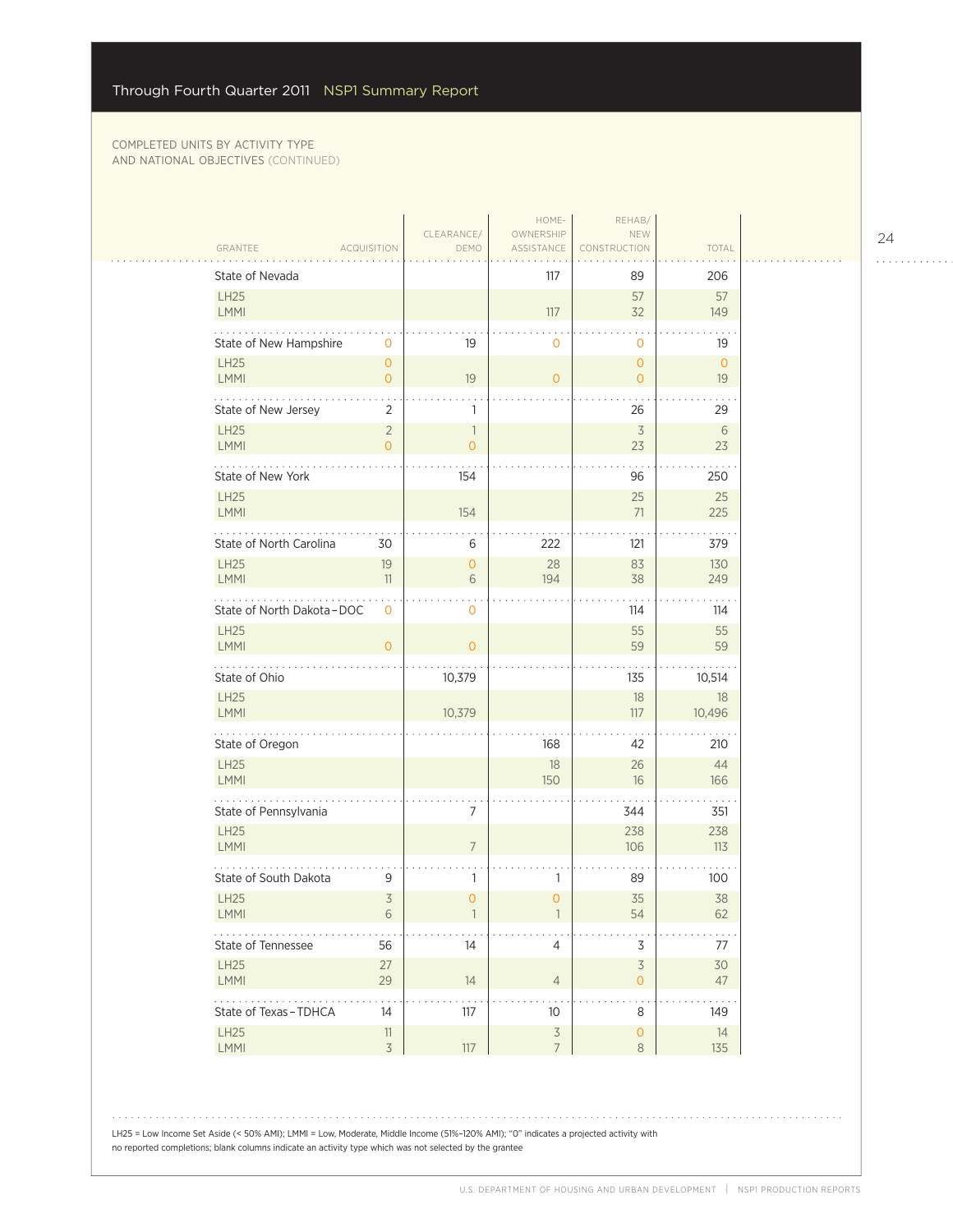COMPLETED UNITS BY ACTIVITY TYPE AND NATIONAL OBJECTIVES (CONTINUED)

| GRANTEE | ACQUISITION | CLEARANCE/ DEMO | HOME-OWNERSHIP ASSISTANCE | REHAB/ NEW CONSTRUCTION | TOTAL |
|---|---|---|---|---|---|
| State of Nevada | | | 117 | 89 | 206 |
| LH25 | | | | 57 | 57 |
| LMMI | | | 117 | 32 | 149 |
| State of New Hampshire | 0 | 19 | 0 | 0 | 19 |
| LH25 | 0 | | | 0 | 0 |
| LMMI | 0 | 19 | 0 | 0 | 19 |
| State of New Jersey | 2 | 1 | | 26 | 29 |
| LH25 | 2 | 1 | | 3 | 6 |
| LMMI | 0 | 0 | | 23 | 23 |
| State of New York | | 154 | | 96 | 250 |
| LH25 | | | | 25 | 25 |
| LMMI | | 154 | | 71 | 225 |
| State of North Carolina | 30 | 6 | 222 | 121 | 379 |
| LH25 | 19 | 0 | 28 | 83 | 130 |
| LMMI | 11 | 6 | 194 | 38 | 249 |
| State of North Dakota – DOC | 0 | 0 | | 114 | 114 |
| LH25 | | | | 55 | 55 |
| LMMI | 0 | 0 | | 59 | 59 |
| State of Ohio | | 10,379 | | 135 | 10,514 |
| LH25 | | | | 18 | 18 |
| LMMI | | 10,379 | | 117 | 10,496 |
| State of Oregon | | | 168 | 42 | 210 |
| LH25 | | | 18 | 26 | 44 |
| LMMI | | | 150 | 16 | 166 |
| State of Pennsylvania | | 7 | | 344 | 351 |
| LH25 | | | | 238 | 238 |
| LMMI | | 7 | | 106 | 113 |
| State of South Dakota | 9 | 1 | 1 | 89 | 100 |
| LH25 | 3 | 0 | 0 | 35 | 38 |
| LMMI | 6 | 1 | 1 | 54 | 62 |
| State of Tennessee | 56 | 14 | 4 | 3 | 77 |
| LH25 | 27 | | | 3 | 30 |
| LMMI | 29 | 14 | 4 | 0 | 47 |
| State of Texas – TDHCA | 14 | 117 | 10 | 8 | 149 |
| LH25 | 11 | | 3 | 0 | 14 |
| LMMI | 3 | 117 | 7 | 8 | 135 |

LH25 = Low Income Set Aside (< 50% AMI); LMMI = Low, Moderate, Middle Income (51%–120% AMI); "0" indicates a projected activity with no reported completions; blank columns indicate an activity type which was not selected by the grantee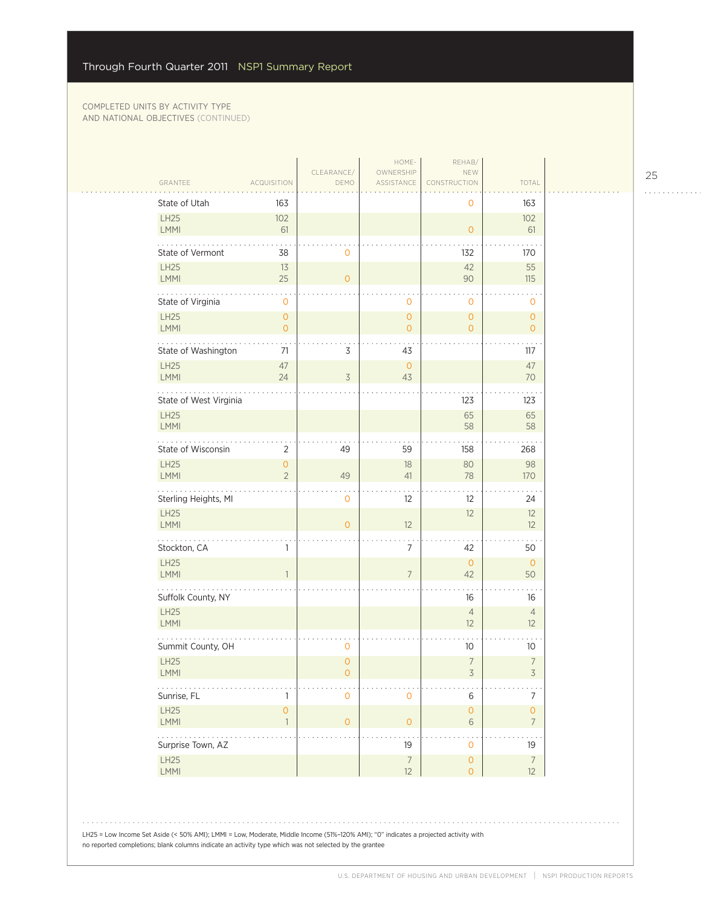COMPLETED UNITS BY ACTIVITY TYPE AND NATIONAL OBJECTIVES (CONTINUED)

| GRANTEE | ACQUISITION | CLEARANCE/ DEMO | HOME-OWNERSHIP ASSISTANCE | REHAB/ NEW CONSTRUCTION | TOTAL |
|---|---|---|---|---|---|
| State of Utah | 163 | | | 0 | 163 |
| LH25 | 102 | | | | 102 |
| LMMI | 61 | | | 0 | 61 |
| State of Vermont | 38 | 0 | | 132 | 170 |
| LH25 | 13 | | | 42 | 55 |
| LMMI | 25 | 0 | | 90 | 115 |
| State of Virginia | 0 | | 0 | 0 | 0 |
| LH25 | 0 | | 0 | 0 | 0 |
| LMMI | 0 | | 0 | 0 | 0 |
| State of Washington | 71 | 3 | 43 | | 117 |
| LH25 | 47 | | 0 | | 47 |
| LMMI | 24 | 3 | 43 | | 70 |
| State of West Virginia | | | | 123 | 123 |
| LH25 | | | | 65 | 65 |
| LMMI | | | | 58 | 58 |
| State of Wisconsin | 2 | 49 | 59 | 158 | 268 |
| LH25 | 0 | | 18 | 80 | 98 |
| LMMI | 2 | 49 | 41 | 78 | 170 |
| Sterling Heights, MI | | 0 | 12 | 12 | 24 |
| LH25 | | | | 12 | 12 |
| LMMI | | 0 | 12 | | 12 |
| Stockton, CA | 1 | | 7 | 42 | 50 |
| LH25 | | | | 0 | 0 |
| LMMI | 1 | | 7 | 42 | 50 |
| Suffolk County, NY | | | | 16 | 16 |
| LH25 | | | | 4 | 4 |
| LMMI | | | | 12 | 12 |
| Summit County, OH | | 0 | | 10 | 10 |
| LH25 | | 0 | | 7 | 7 |
| LMMI | | 0 | | 3 | 3 |
| Sunrise, FL | 1 | 0 | 0 | 6 | 7 |
| LH25 | 0 | | | 0 | 0 |
| LMMI | 1 | 0 | 0 | 6 | 7 |
| Surprise Town, AZ | | | 19 | 0 | 19 |
| LH25 | | | 7 | 0 | 7 |
| LMMI | | | 12 | 0 | 12 |

LH25 = Low Income Set Aside (< 50% AMI); LMMI = Low, Moderate, Middle Income (51%–120% AMI); "0" indicates a projected activity with no reported completions; blank columns indicate an activity type which was not selected by the grantee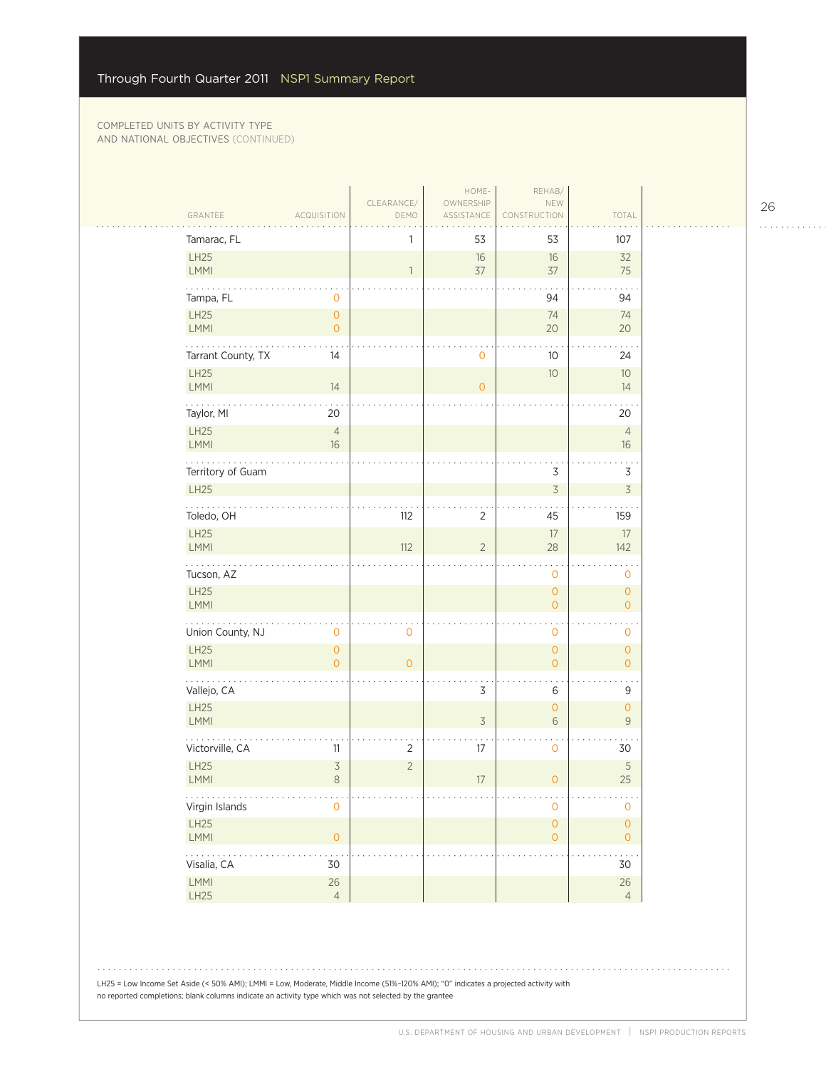COMPLETED UNITS BY ACTIVITY TYPE AND NATIONAL OBJECTIVES (CONTINUED)

| GRANTEE | ACQUISITION | CLEARANCE/ DEMO | HOME-OWNERSHIP ASSISTANCE | REHAB/ NEW CONSTRUCTION | TOTAL |
|---|---|---|---|---|---|
| Tamarac, FL | | 1 | 53 | 53 | 107 |
| LH25 | | | 16 | 16 | 32 |
| LMMI | | 1 | 37 | 37 | 75 |
| Tampa, FL | 0 | | | 94 | 94 |
| LH25 | 0 | | | 74 | 74 |
| LMMI | 0 | | | 20 | 20 |
| Tarrant County, TX | 14 | | 0 | 10 | 24 |
| LH25 | | | | 10 | 10 |
| LMMI | 14 | | 0 | | 14 |
| Taylor, MI | 20 | | | | 20 |
| LH25 | 4 | | | | 4 |
| LMMI | 16 | | | | 16 |
| Territory of Guam | | | | 3 | 3 |
| LH25 | | | | 3 | 3 |
| Toledo, OH | | 112 | 2 | 45 | 159 |
| LH25 | | | | 17 | 17 |
| LMMI | | 112 | 2 | 28 | 142 |
| Tucson, AZ | | | | 0 | 0 |
| LH25 | | | | 0 | 0 |
| LMMI | | | | 0 | 0 |
| Union County, NJ | 0 | 0 | | 0 | 0 |
| LH25 | 0 | | | 0 | 0 |
| LMMI | 0 | 0 | | 0 | 0 |
| Vallejo, CA | | | 3 | 6 | 9 |
| LH25 | | | | 0 | 0 |
| LMMI | | | 3 | 6 | 9 |
| Victorville, CA | 11 | 2 | 17 | 0 | 30 |
| LH25 | 3 | 2 | | | 5 |
| LMMI | 8 | | 17 | 0 | 25 |
| Virgin Islands | 0 | | | 0 | 0 |
| LH25 | | | | 0 | 0 |
| LMMI | 0 | | | 0 | 0 |
| Visalia, CA | 30 | | | | 30 |
| LMMI | 26 | | | | 26 |
| LH25 | 4 | | | | 4 |

LH25 = Low Income Set Aside (< 50% AMI); LMMI = Low, Moderate, Middle Income (51%–120% AMI); "0" indicates a projected activity with no reported completions; blank columns indicate an activity type which was not selected by the grantee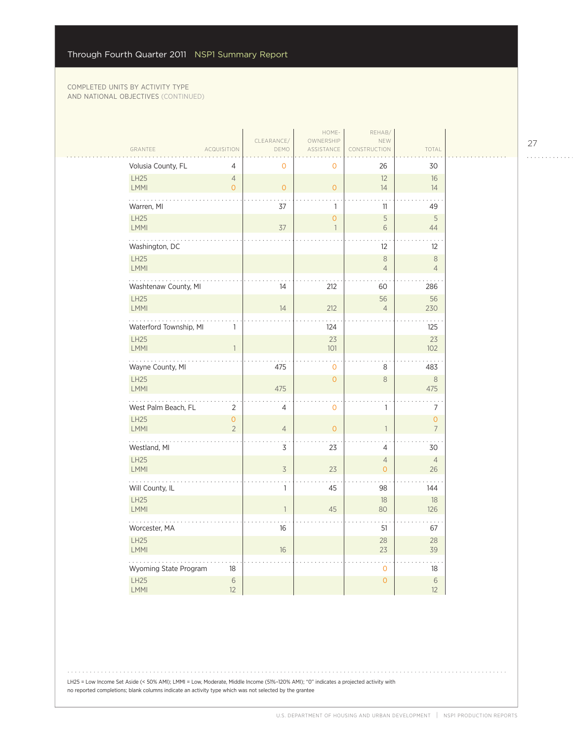COMPLETED UNITS BY ACTIVITY TYPE AND NATIONAL OBJECTIVES (CONTINUED)

| GRANTEE | ACQUISITION | CLEARANCE/ DEMO | HOME-OWNERSHIP ASSISTANCE | REHAB/ NEW CONSTRUCTION | TOTAL |
|---|---|---|---|---|---|
| Volusia County, FL | 4 | 0 | 0 | 26 | 30 |
| LH25 | 4 | | | 12 | 16 |
| LMMI | 0 | 0 | 0 | 14 | 14 |
| Warren, MI | | 37 | 1 | 11 | 49 |
| LH25 | | | 0 | 5 | 5 |
| LMMI | | 37 | 1 | 6 | 44 |
| Washington, DC | | | | 12 | 12 |
| LH25 | | | | 8 | 8 |
| LMMI | | | | 4 | 4 |
| Washtenaw County, MI | | 14 | 212 | 60 | 286 |
| LH25 | | | | 56 | 56 |
| LMMI | | 14 | 212 | 4 | 230 |
| Waterford Township, MI | 1 | | 124 | | 125 |
| LH25 | | | 23 | | 23 |
| LMMI | 1 | | 101 | | 102 |
| Wayne County, MI | | 475 | 0 | 8 | 483 |
| LH25 | | | 0 | 8 | 8 |
| LMMI | | 475 | | | 475 |
| West Palm Beach, FL | 2 | 4 | 0 | 1 | 7 |
| LH25 | 0 | | | | 0 |
| LMMI | 2 | 4 | 0 | 1 | 7 |
| Westland, MI | | 3 | 23 | 4 | 30 |
| LH25 | | | | 4 | 4 |
| LMMI | | 3 | 23 | 0 | 26 |
| Will County, IL | | 1 | 45 | 98 | 144 |
| LH25 | | | | 18 | 18 |
| LMMI | | 1 | 45 | 80 | 126 |
| Worcester, MA | | 16 | | 51 | 67 |
| LH25 | | | | 28 | 28 |
| LMMI | | 16 | | 23 | 39 |
| Wyoming State Program | 18 | | | 0 | 18 |
| LH25 | 6 | | | 0 | 6 |
| LMMI | 12 | | | | 12 |

LH25 = Low Income Set Aside (< 50% AMI); LMMI = Low, Moderate, Middle Income (51%–120% AMI); "0" indicates a projected activity with no reported completions; blank columns indicate an activity type which was not selected by the grantee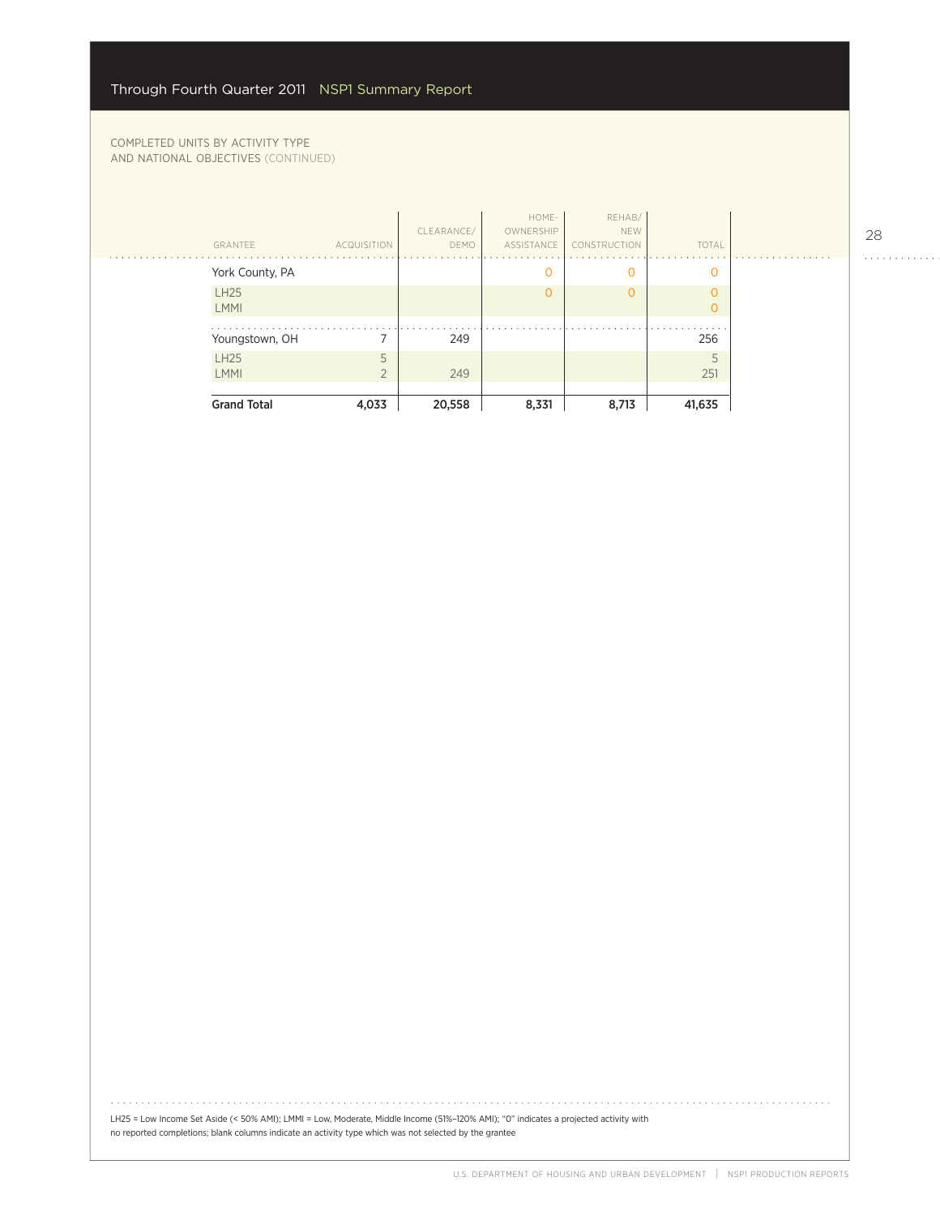COMPLETED UNITS BY ACTIVITY TYPE
AND NATIONAL OBJECTIVES (CONTINUED)

| GRANTEE | ACQUISITION | CLEARANCE/ DEMO | HOME-OWNERSHIP ASSISTANCE | REHAB/ NEW CONSTRUCTION | TOTAL |
|---|---|---|---|---|---|
| York County, PA | | | 0 | 0 | 0 |
| LH25 | | | 0 | 0 | 0 |
| LMMI | | | | | 0 |
| Youngstown, OH | 7 | 249 | | | 256 |
| LH25 | 5 | | | | 5 |
| LMMI | 2 | 249 | | | 251 |
| **Grand Total** | **4,033** | **20,558** | **8,331** | **8,713** | **41,635** |

LH25 = Low Income Set Aside (< 50% AMI); LMMI = Low, Moderate, Middle Income (51%–120% AMI); "0" indicates a projected activity with no reported completions; blank columns indicate an activity type which was not selected by the grantee